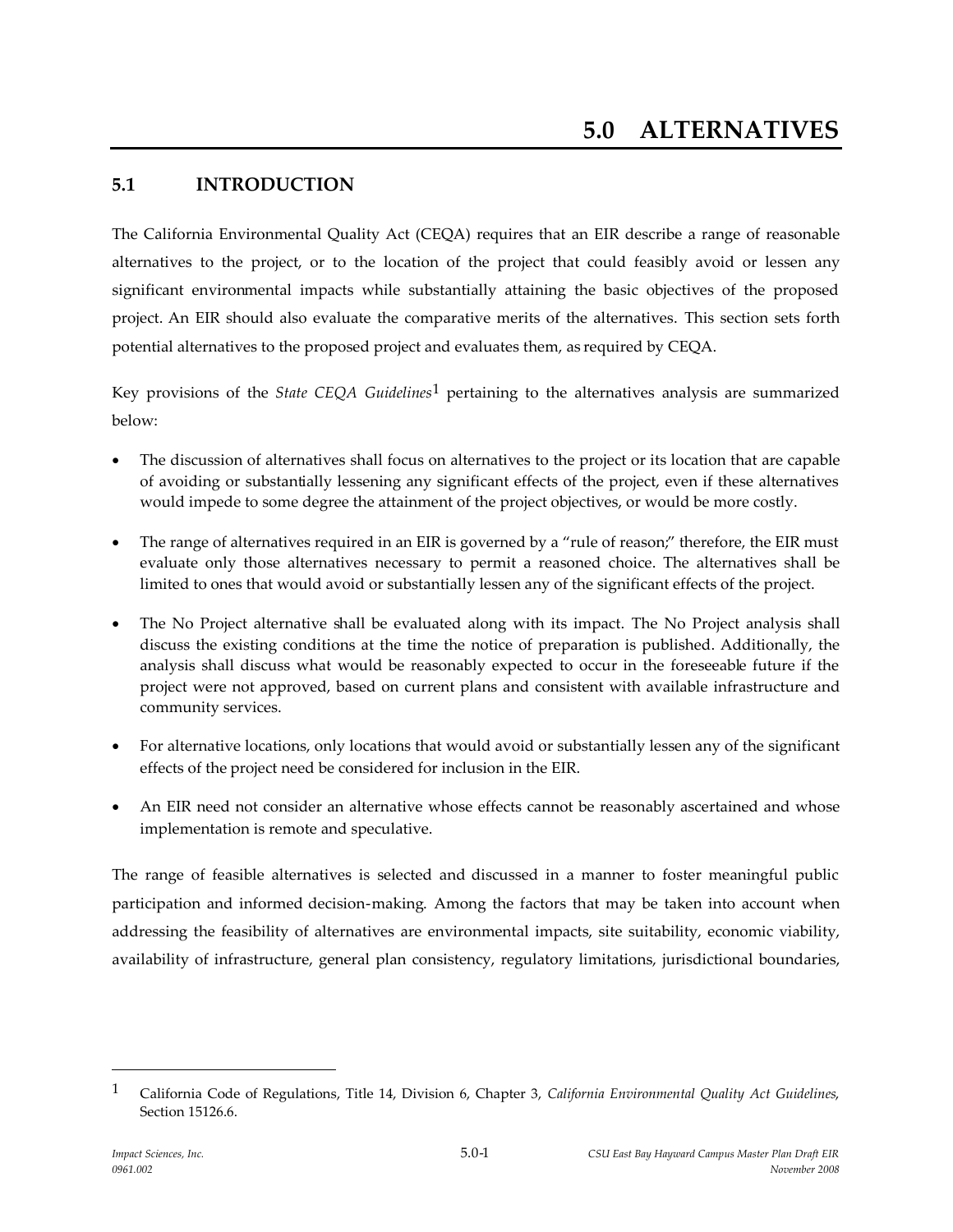# 5.0 ALTERNATIVES

## 5.1 INTRODUCTION

The California Environmental Quality Act (CEQA) requires that an EIR describe a range of reasonable alternatives to the project, or to the location of the project that could feasibly avoid or lessen any significant environmental impacts while substantially attaining the basic objectives of the proposed project. An EIR should also evaluate the comparative merits of the alternatives. This section sets forth potential alternatives to the proposed project and evaluates them, as required by CEQA.

Key provisions of the *State CEQA Guidelines*[1] pertaining to the alternatives analysis are summarized below:

- The discussion of alternatives shall focus on alternatives to the project or its location that are capable of avoiding or substantially lessening any significant effects of the project, even if these alternatives would impede to some degree the attainment of the project objectives, or would be more costly.
- The range of alternatives required in an EIR is governed by a "rule of reason;" therefore, the EIR must evaluate only those alternatives necessary to permit a reasoned choice. The alternatives shall be limited to ones that would avoid or substantially lessen any of the significant effects of the project.
- The No Project alternative shall be evaluated along with its impact. The No Project analysis shall discuss the existing conditions at the time the notice of preparation is published. Additionally, the analysis shall discuss what would be reasonably expected to occur in the foreseeable future if the project were not approved, based on current plans and consistent with available infrastructure and community services.
- For alternative locations, only locations that would avoid or substantially lessen any of the significant effects of the project need be considered for inclusion in the EIR.
- An EIR need not consider an alternative whose effects cannot be reasonably ascertained and whose implementation is remote and speculative.

The range of feasible alternatives is selected and discussed in a manner to foster meaningful public participation and informed decision-making. Among the factors that may be taken into account when addressing the feasibility of alternatives are environmental impacts, site suitability, economic viability, availability of infrastructure, general plan consistency, regulatory limitations, jurisdictional boundaries,

---

[1] California Code of Regulations, Title 14, Division 6, Chapter 3, *California Environmental Quality Act Guidelines*, Section 15126.6.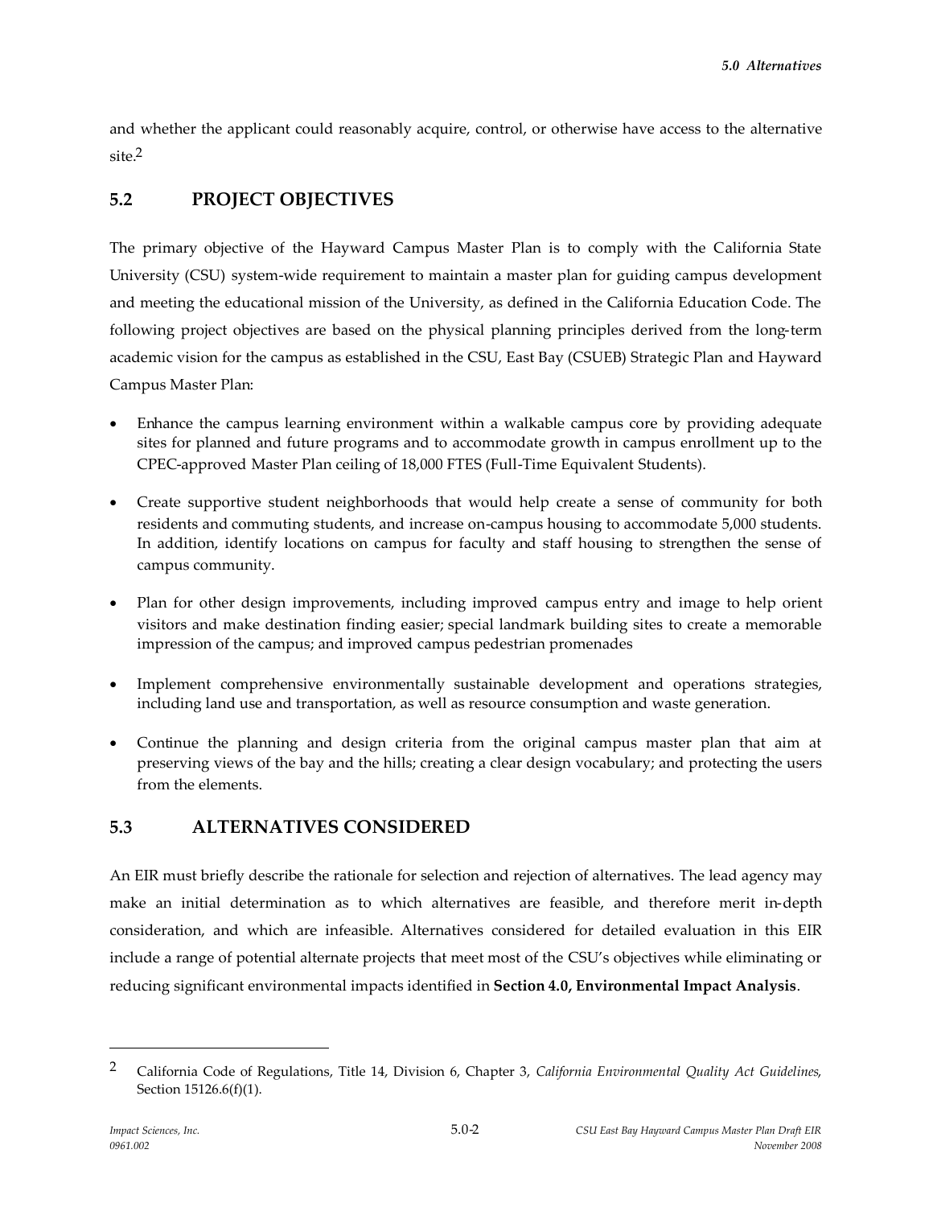and whether the applicant could reasonably acquire, control, or otherwise have access to the alternative site.[2]

## 5.2 PROJECT OBJECTIVES

The primary objective of the Hayward Campus Master Plan is to comply with the California State University (CSU) system-wide requirement to maintain a master plan for guiding campus development and meeting the educational mission of the University, as defined in the California Education Code. The following project objectives are based on the physical planning principles derived from the long-term academic vision for the campus as established in the CSU, East Bay (CSUEB) Strategic Plan and Hayward Campus Master Plan:

- Enhance the campus learning environment within a walkable campus core by providing adequate sites for planned and future programs and to accommodate growth in campus enrollment up to the CPEC-approved Master Plan ceiling of 18,000 FTES (Full-Time Equivalent Students).
- Create supportive student neighborhoods that would help create a sense of community for both residents and commuting students, and increase on-campus housing to accommodate 5,000 students. In addition, identify locations on campus for faculty and staff housing to strengthen the sense of campus community.
- Plan for other design improvements, including improved campus entry and image to help orient visitors and make destination finding easier; special landmark building sites to create a memorable impression of the campus; and improved campus pedestrian promenades
- Implement comprehensive environmentally sustainable development and operations strategies, including land use and transportation, as well as resource consumption and waste generation.
- Continue the planning and design criteria from the original campus master plan that aim at preserving views of the bay and the hills; creating a clear design vocabulary; and protecting the users from the elements.

## 5.3 ALTERNATIVES CONSIDERED

An EIR must briefly describe the rationale for selection and rejection of alternatives. The lead agency may make an initial determination as to which alternatives are feasible, and therefore merit in-depth consideration, and which are infeasible. Alternatives considered for detailed evaluation in this EIR include a range of potential alternate projects that meet most of the CSU's objectives while eliminating or reducing significant environmental impacts identified in **Section 4.0, Environmental Impact Analysis**.

---

[2] California Code of Regulations, Title 14, Division 6, Chapter 3, *California Environmental Quality Act Guidelines*, Section 15126.6(f)(1).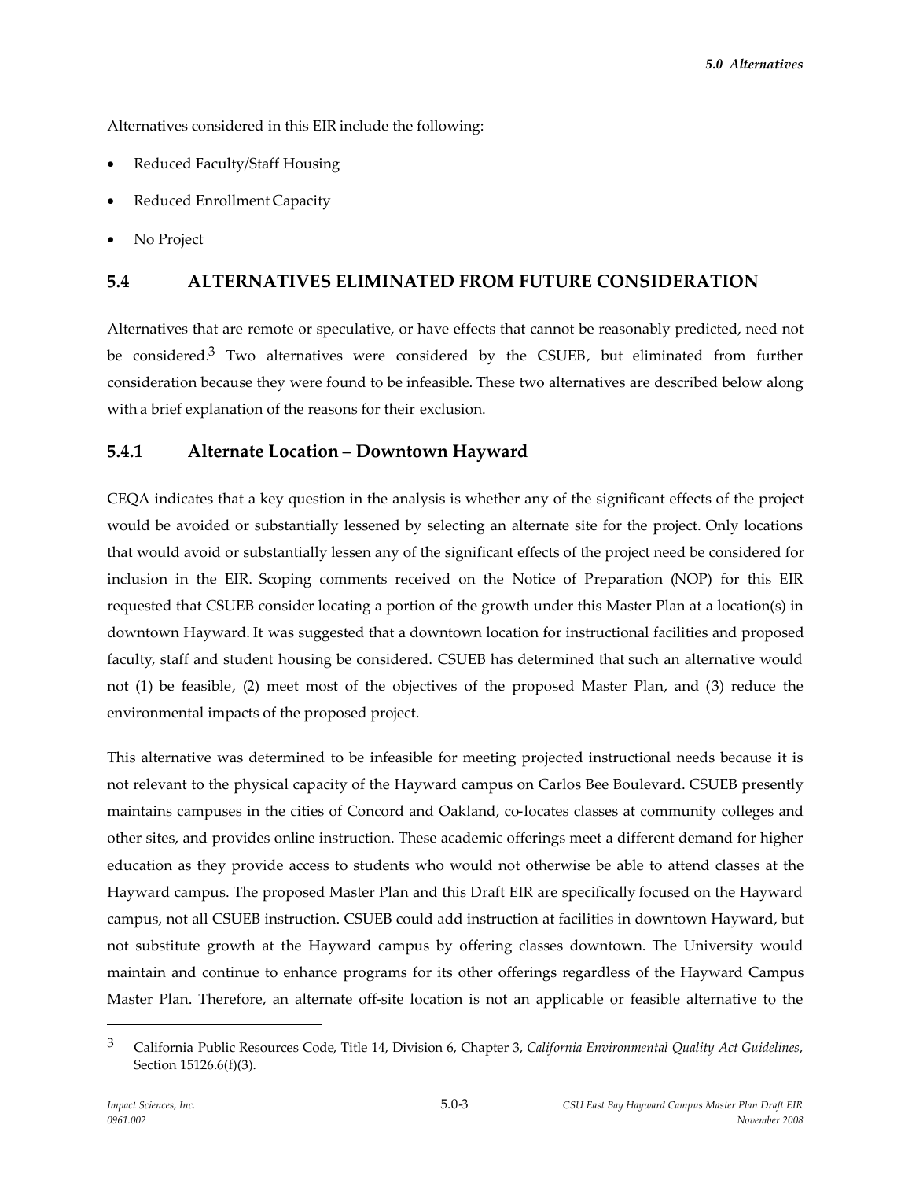Alternatives considered in this EIR include the following:

- Reduced Faculty/Staff Housing
- Reduced Enrollment Capacity
- No Project

## 5.4 ALTERNATIVES ELIMINATED FROM FUTURE CONSIDERATION

Alternatives that are remote or speculative, or have effects that cannot be reasonably predicted, need not be considered.[3] Two alternatives were considered by the CSUEB, but eliminated from further consideration because they were found to be infeasible. These two alternatives are described below along with a brief explanation of the reasons for their exclusion.

### 5.4.1 Alternate Location – Downtown Hayward

CEQA indicates that a key question in the analysis is whether any of the significant effects of the project would be avoided or substantially lessened by selecting an alternate site for the project. Only locations that would avoid or substantially lessen any of the significant effects of the project need be considered for inclusion in the EIR. Scoping comments received on the Notice of Preparation (NOP) for this EIR requested that CSUEB consider locating a portion of the growth under this Master Plan at a location(s) in downtown Hayward. It was suggested that a downtown location for instructional facilities and proposed faculty, staff and student housing be considered. CSUEB has determined that such an alternative would not (1) be feasible, (2) meet most of the objectives of the proposed Master Plan, and (3) reduce the environmental impacts of the proposed project.

This alternative was determined to be infeasible for meeting projected instructional needs because it is not relevant to the physical capacity of the Hayward campus on Carlos Bee Boulevard. CSUEB presently maintains campuses in the cities of Concord and Oakland, co-locates classes at community colleges and other sites, and provides online instruction. These academic offerings meet a different demand for higher education as they provide access to students who would not otherwise be able to attend classes at the Hayward campus. The proposed Master Plan and this Draft EIR are specifically focused on the Hayward campus, not all CSUEB instruction. CSUEB could add instruction at facilities in downtown Hayward, but not substitute growth at the Hayward campus by offering classes downtown. The University would maintain and continue to enhance programs for its other offerings regardless of the Hayward Campus Master Plan. Therefore, an alternate off-site location is not an applicable or feasible alternative to the

---

[3] California Public Resources Code, Title 14, Division 6, Chapter 3, *California Environmental Quality Act Guidelines*, Section 15126.6(f)(3).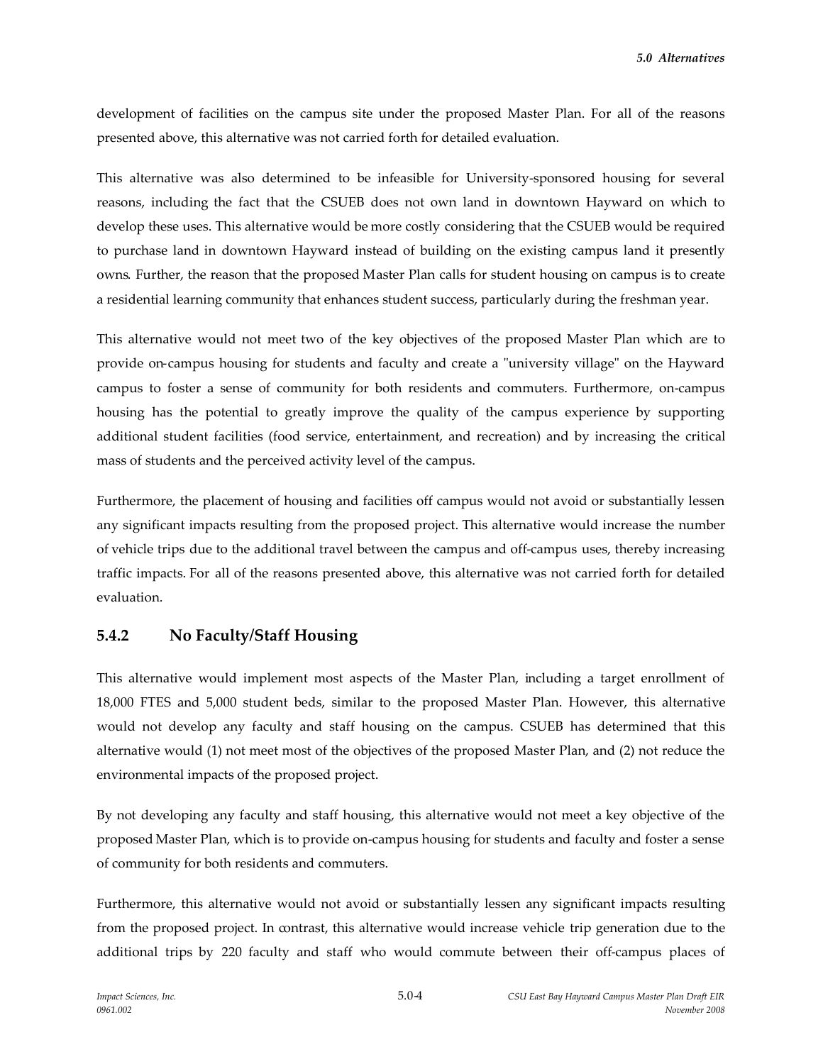development of facilities on the campus site under the proposed Master Plan. For all of the reasons presented above, this alternative was not carried forth for detailed evaluation.

This alternative was also determined to be infeasible for University-sponsored housing for several reasons, including the fact that the CSUEB does not own land in downtown Hayward on which to develop these uses. This alternative would be more costly considering that the CSUEB would be required to purchase land in downtown Hayward instead of building on the existing campus land it presently owns. Further, the reason that the proposed Master Plan calls for student housing on campus is to create a residential learning community that enhances student success, particularly during the freshman year.

This alternative would not meet two of the key objectives of the proposed Master Plan which are to provide on-campus housing for students and faculty and create a "university village" on the Hayward campus to foster a sense of community for both residents and commuters. Furthermore, on-campus housing has the potential to greatly improve the quality of the campus experience by supporting additional student facilities (food service, entertainment, and recreation) and by increasing the critical mass of students and the perceived activity level of the campus.

Furthermore, the placement of housing and facilities off campus would not avoid or substantially lessen any significant impacts resulting from the proposed project. This alternative would increase the number of vehicle trips due to the additional travel between the campus and off-campus uses, thereby increasing traffic impacts. For all of the reasons presented above, this alternative was not carried forth for detailed evaluation.

### 5.4.2 No Faculty/Staff Housing

This alternative would implement most aspects of the Master Plan, including a target enrollment of 18,000 FTES and 5,000 student beds, similar to the proposed Master Plan. However, this alternative would not develop any faculty and staff housing on the campus. CSUEB has determined that this alternative would (1) not meet most of the objectives of the proposed Master Plan, and (2) not reduce the environmental impacts of the proposed project.

By not developing any faculty and staff housing, this alternative would not meet a key objective of the proposed Master Plan, which is to provide on-campus housing for students and faculty and foster a sense of community for both residents and commuters.

Furthermore, this alternative would not avoid or substantially lessen any significant impacts resulting from the proposed project. In contrast, this alternative would increase vehicle trip generation due to the additional trips by 220 faculty and staff who would commute between their off-campus places of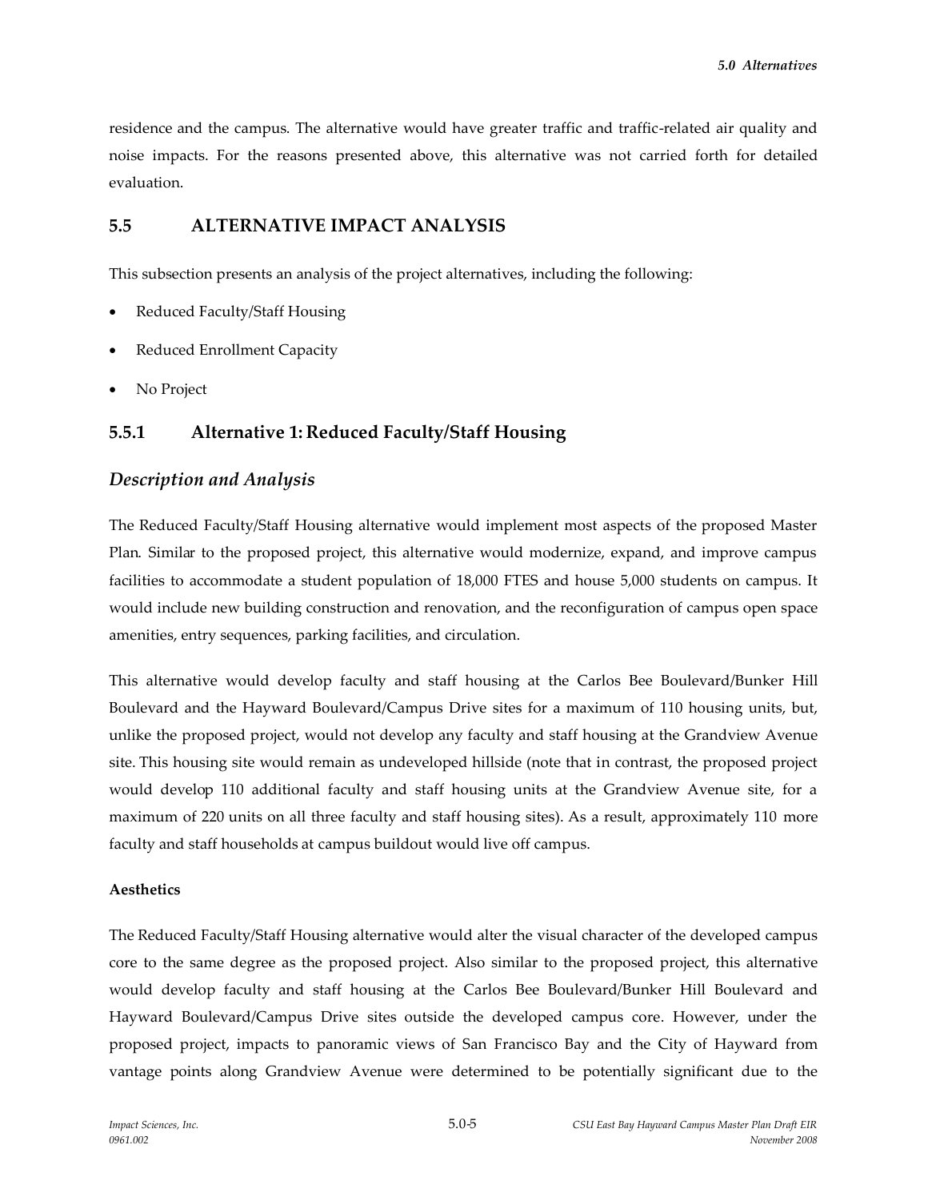residence and the campus. The alternative would have greater traffic and traffic-related air quality and noise impacts. For the reasons presented above, this alternative was not carried forth for detailed evaluation.

## 5.5 ALTERNATIVE IMPACT ANALYSIS

This subsection presents an analysis of the project alternatives, including the following:

- Reduced Faculty/Staff Housing
- Reduced Enrollment Capacity
- No Project

### 5.5.1 Alternative 1: Reduced Faculty/Staff Housing

#### *Description and Analysis*

The Reduced Faculty/Staff Housing alternative would implement most aspects of the proposed Master Plan. Similar to the proposed project, this alternative would modernize, expand, and improve campus facilities to accommodate a student population of 18,000 FTES and house 5,000 students on campus. It would include new building construction and renovation, and the reconfiguration of campus open space amenities, entry sequences, parking facilities, and circulation.

This alternative would develop faculty and staff housing at the Carlos Bee Boulevard/Bunker Hill Boulevard and the Hayward Boulevard/Campus Drive sites for a maximum of 110 housing units, but, unlike the proposed project, would not develop any faculty and staff housing at the Grandview Avenue site. This housing site would remain as undeveloped hillside (note that in contrast, the proposed project would develop 110 additional faculty and staff housing units at the Grandview Avenue site, for a maximum of 220 units on all three faculty and staff housing sites). As a result, approximately 110 more faculty and staff households at campus buildout would live off campus.

**Aesthetics**

The Reduced Faculty/Staff Housing alternative would alter the visual character of the developed campus core to the same degree as the proposed project. Also similar to the proposed project, this alternative would develop faculty and staff housing at the Carlos Bee Boulevard/Bunker Hill Boulevard and Hayward Boulevard/Campus Drive sites outside the developed campus core. However, under the proposed project, impacts to panoramic views of San Francisco Bay and the City of Hayward from vantage points along Grandview Avenue were determined to be potentially significant due to the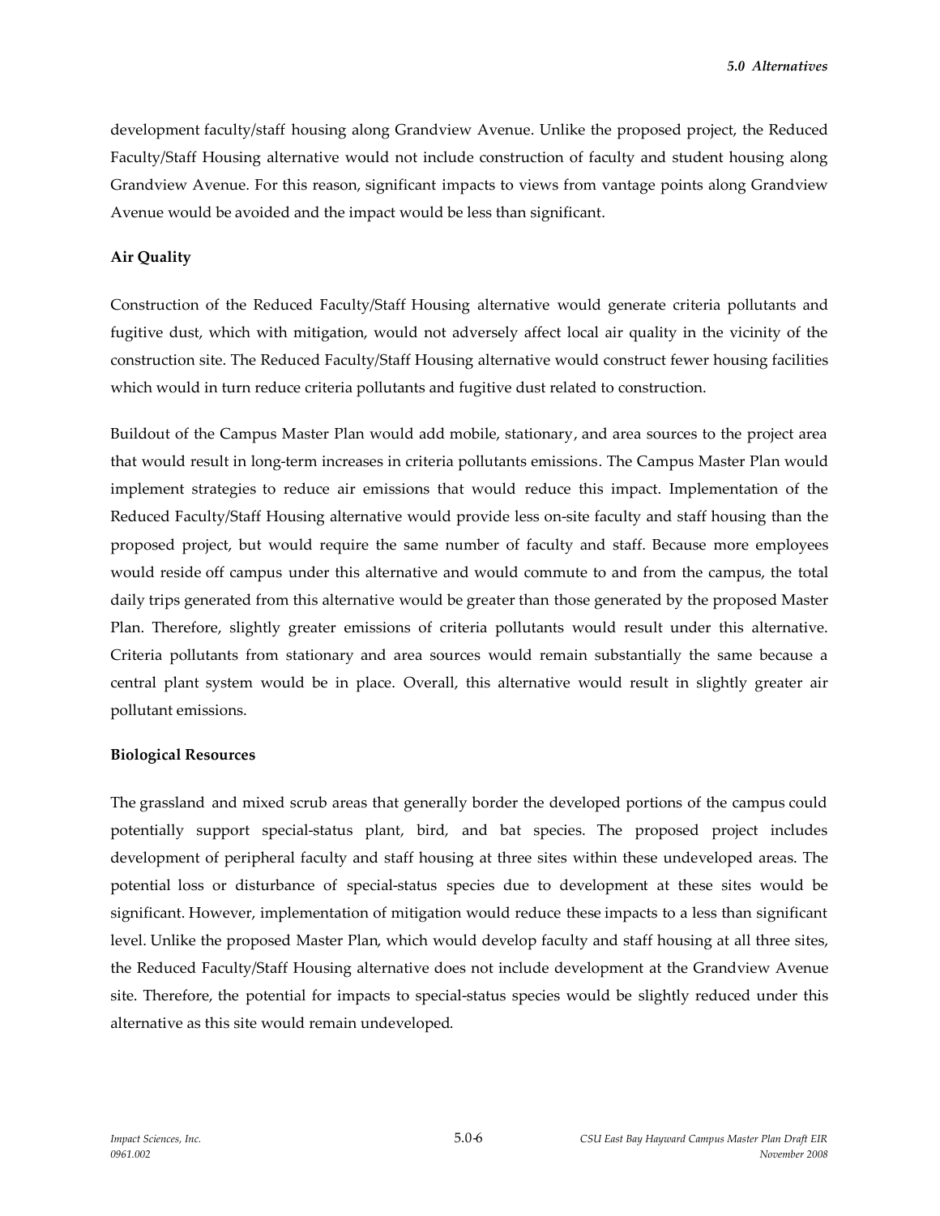development faculty/staff housing along Grandview Avenue. Unlike the proposed project, the Reduced Faculty/Staff Housing alternative would not include construction of faculty and student housing along Grandview Avenue. For this reason, significant impacts to views from vantage points along Grandview Avenue would be avoided and the impact would be less than significant.

**Air Quality**

Construction of the Reduced Faculty/Staff Housing alternative would generate criteria pollutants and fugitive dust, which with mitigation, would not adversely affect local air quality in the vicinity of the construction site. The Reduced Faculty/Staff Housing alternative would construct fewer housing facilities which would in turn reduce criteria pollutants and fugitive dust related to construction.

Buildout of the Campus Master Plan would add mobile, stationary, and area sources to the project area that would result in long-term increases in criteria pollutants emissions. The Campus Master Plan would implement strategies to reduce air emissions that would reduce this impact. Implementation of the Reduced Faculty/Staff Housing alternative would provide less on-site faculty and staff housing than the proposed project, but would require the same number of faculty and staff. Because more employees would reside off campus under this alternative and would commute to and from the campus, the total daily trips generated from this alternative would be greater than those generated by the proposed Master Plan. Therefore, slightly greater emissions of criteria pollutants would result under this alternative. Criteria pollutants from stationary and area sources would remain substantially the same because a central plant system would be in place. Overall, this alternative would result in slightly greater air pollutant emissions.

**Biological Resources**

The grassland and mixed scrub areas that generally border the developed portions of the campus could potentially support special-status plant, bird, and bat species. The proposed project includes development of peripheral faculty and staff housing at three sites within these undeveloped areas. The potential loss or disturbance of special-status species due to development at these sites would be significant. However, implementation of mitigation would reduce these impacts to a less than significant level. Unlike the proposed Master Plan, which would develop faculty and staff housing at all three sites, the Reduced Faculty/Staff Housing alternative does not include development at the Grandview Avenue site. Therefore, the potential for impacts to special-status species would be slightly reduced under this alternative as this site would remain undeveloped.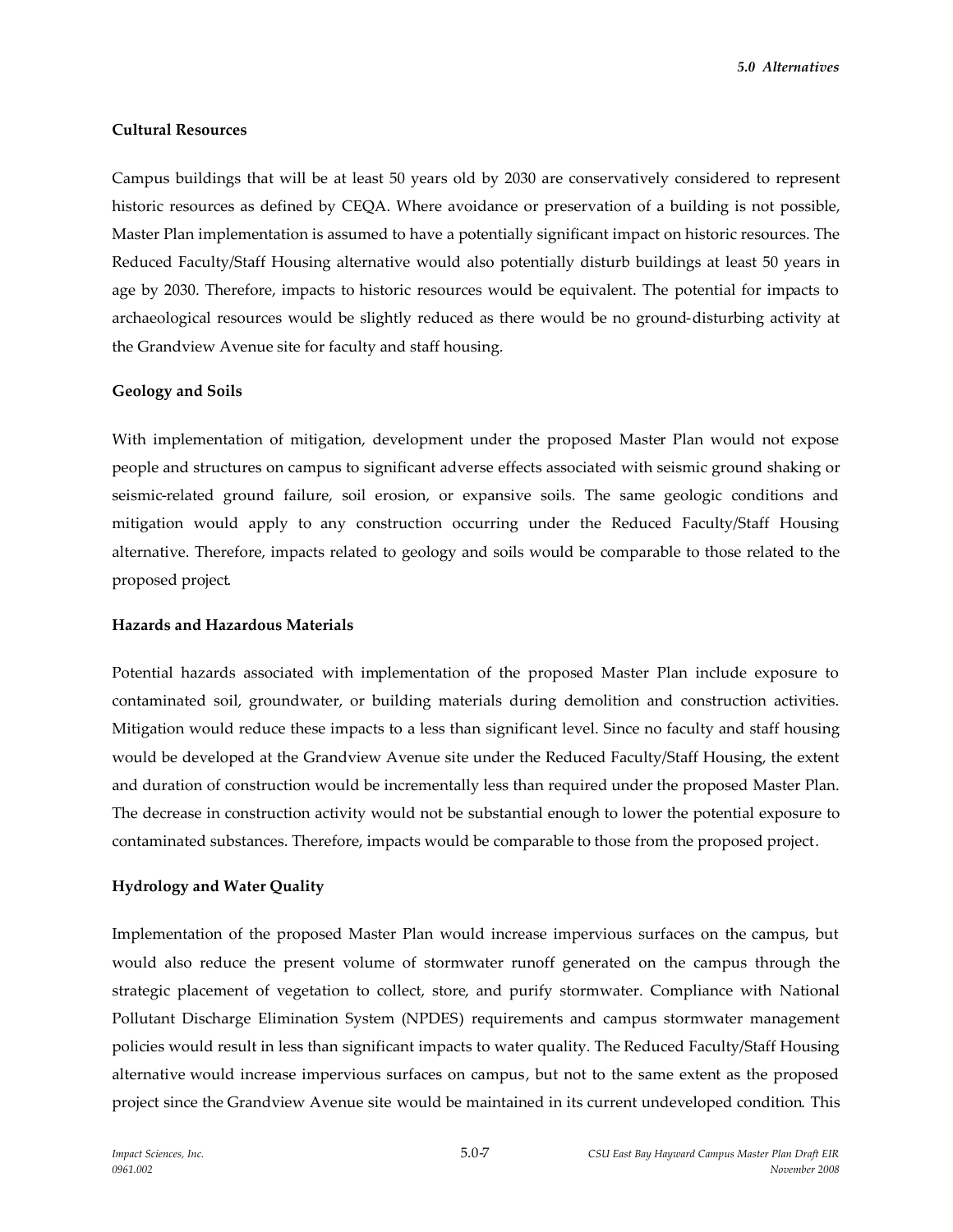### Cultural Resources

Campus buildings that will be at least 50 years old by 2030 are conservatively considered to represent historic resources as defined by CEQA. Where avoidance or preservation of a building is not possible, Master Plan implementation is assumed to have a potentially significant impact on historic resources. The Reduced Faculty/Staff Housing alternative would also potentially disturb buildings at least 50 years in age by 2030. Therefore, impacts to historic resources would be equivalent. The potential for impacts to archaeological resources would be slightly reduced as there would be no ground-disturbing activity at the Grandview Avenue site for faculty and staff housing.

### Geology and Soils

With implementation of mitigation, development under the proposed Master Plan would not expose people and structures on campus to significant adverse effects associated with seismic ground shaking or seismic-related ground failure, soil erosion, or expansive soils. The same geologic conditions and mitigation would apply to any construction occurring under the Reduced Faculty/Staff Housing alternative. Therefore, impacts related to geology and soils would be comparable to those related to the proposed project.

### Hazards and Hazardous Materials

Potential hazards associated with implementation of the proposed Master Plan include exposure to contaminated soil, groundwater, or building materials during demolition and construction activities. Mitigation would reduce these impacts to a less than significant level. Since no faculty and staff housing would be developed at the Grandview Avenue site under the Reduced Faculty/Staff Housing, the extent and duration of construction would be incrementally less than required under the proposed Master Plan. The decrease in construction activity would not be substantial enough to lower the potential exposure to contaminated substances. Therefore, impacts would be comparable to those from the proposed project.

### Hydrology and Water Quality

Implementation of the proposed Master Plan would increase impervious surfaces on the campus, but would also reduce the present volume of stormwater runoff generated on the campus through the strategic placement of vegetation to collect, store, and purify stormwater. Compliance with National Pollutant Discharge Elimination System (NPDES) requirements and campus stormwater management policies would result in less than significant impacts to water quality. The Reduced Faculty/Staff Housing alternative would increase impervious surfaces on campus, but not to the same extent as the proposed project since the Grandview Avenue site would be maintained in its current undeveloped condition. This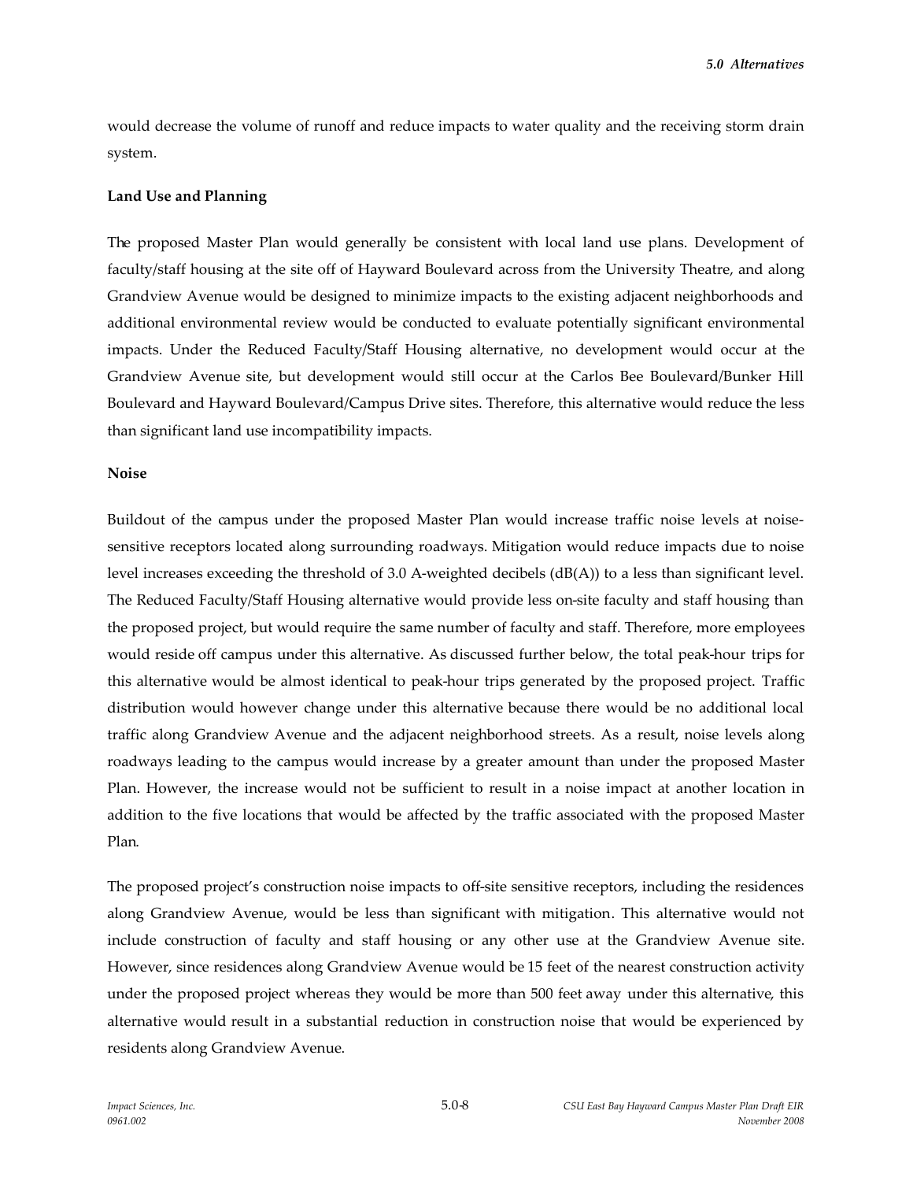would decrease the volume of runoff and reduce impacts to water quality and the receiving storm drain system.

**Land Use and Planning**

The proposed Master Plan would generally be consistent with local land use plans. Development of faculty/staff housing at the site off of Hayward Boulevard across from the University Theatre, and along Grandview Avenue would be designed to minimize impacts to the existing adjacent neighborhoods and additional environmental review would be conducted to evaluate potentially significant environmental impacts. Under the Reduced Faculty/Staff Housing alternative, no development would occur at the Grandview Avenue site, but development would still occur at the Carlos Bee Boulevard/Bunker Hill Boulevard and Hayward Boulevard/Campus Drive sites. Therefore, this alternative would reduce the less than significant land use incompatibility impacts.

**Noise**

Buildout of the campus under the proposed Master Plan would increase traffic noise levels at noise-sensitive receptors located along surrounding roadways. Mitigation would reduce impacts due to noise level increases exceeding the threshold of 3.0 A-weighted decibels (dB(A)) to a less than significant level. The Reduced Faculty/Staff Housing alternative would provide less on-site faculty and staff housing than the proposed project, but would require the same number of faculty and staff. Therefore, more employees would reside off campus under this alternative. As discussed further below, the total peak-hour trips for this alternative would be almost identical to peak-hour trips generated by the proposed project. Traffic distribution would however change under this alternative because there would be no additional local traffic along Grandview Avenue and the adjacent neighborhood streets. As a result, noise levels along roadways leading to the campus would increase by a greater amount than under the proposed Master Plan. However, the increase would not be sufficient to result in a noise impact at another location in addition to the five locations that would be affected by the traffic associated with the proposed Master Plan.

The proposed project's construction noise impacts to off-site sensitive receptors, including the residences along Grandview Avenue, would be less than significant with mitigation. This alternative would not include construction of faculty and staff housing or any other use at the Grandview Avenue site. However, since residences along Grandview Avenue would be 15 feet of the nearest construction activity under the proposed project whereas they would be more than 500 feet away under this alternative, this alternative would result in a substantial reduction in construction noise that would be experienced by residents along Grandview Avenue.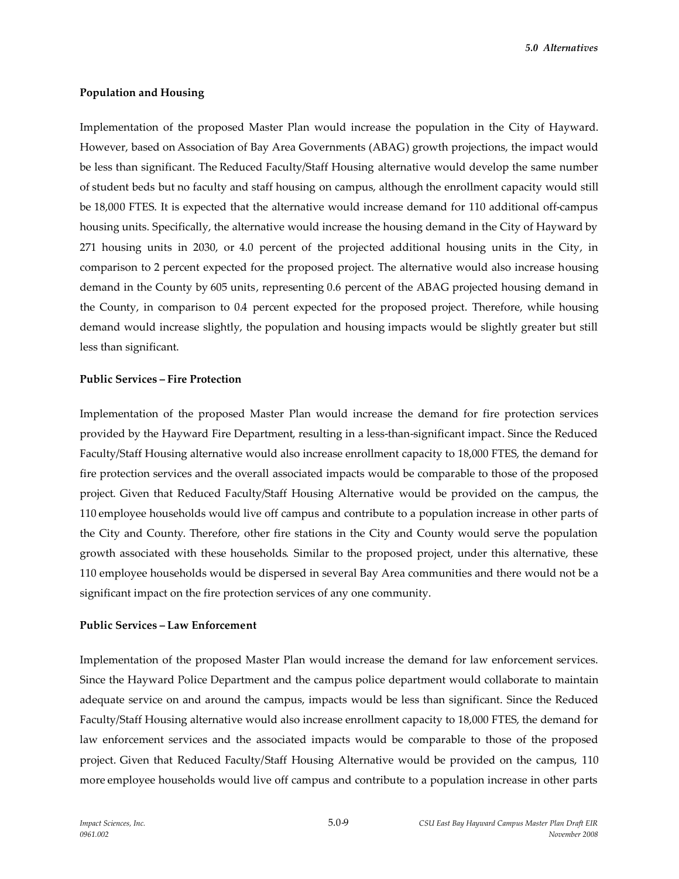**Population and Housing**

Implementation of the proposed Master Plan would increase the population in the City of Hayward. However, based on Association of Bay Area Governments (ABAG) growth projections, the impact would be less than significant. The Reduced Faculty/Staff Housing alternative would develop the same number of student beds but no faculty and staff housing on campus, although the enrollment capacity would still be 18,000 FTES. It is expected that the alternative would increase demand for 110 additional off-campus housing units. Specifically, the alternative would increase the housing demand in the City of Hayward by 271 housing units in 2030, or 4.0 percent of the projected additional housing units in the City, in comparison to 2 percent expected for the proposed project. The alternative would also increase housing demand in the County by 605 units, representing 0.6 percent of the ABAG projected housing demand in the County, in comparison to 0.4 percent expected for the proposed project. Therefore, while housing demand would increase slightly, the population and housing impacts would be slightly greater but still less than significant.

**Public Services – Fire Protection**

Implementation of the proposed Master Plan would increase the demand for fire protection services provided by the Hayward Fire Department, resulting in a less-than-significant impact. Since the Reduced Faculty/Staff Housing alternative would also increase enrollment capacity to 18,000 FTES, the demand for fire protection services and the overall associated impacts would be comparable to those of the proposed project. Given that Reduced Faculty/Staff Housing Alternative would be provided on the campus, the 110 employee households would live off campus and contribute to a population increase in other parts of the City and County. Therefore, other fire stations in the City and County would serve the population growth associated with these households. Similar to the proposed project, under this alternative, these 110 employee households would be dispersed in several Bay Area communities and there would not be a significant impact on the fire protection services of any one community.

**Public Services – Law Enforcement**

Implementation of the proposed Master Plan would increase the demand for law enforcement services. Since the Hayward Police Department and the campus police department would collaborate to maintain adequate service on and around the campus, impacts would be less than significant. Since the Reduced Faculty/Staff Housing alternative would also increase enrollment capacity to 18,000 FTES, the demand for law enforcement services and the associated impacts would be comparable to those of the proposed project. Given that Reduced Faculty/Staff Housing Alternative would be provided on the campus, 110 more employee households would live off campus and contribute to a population increase in other parts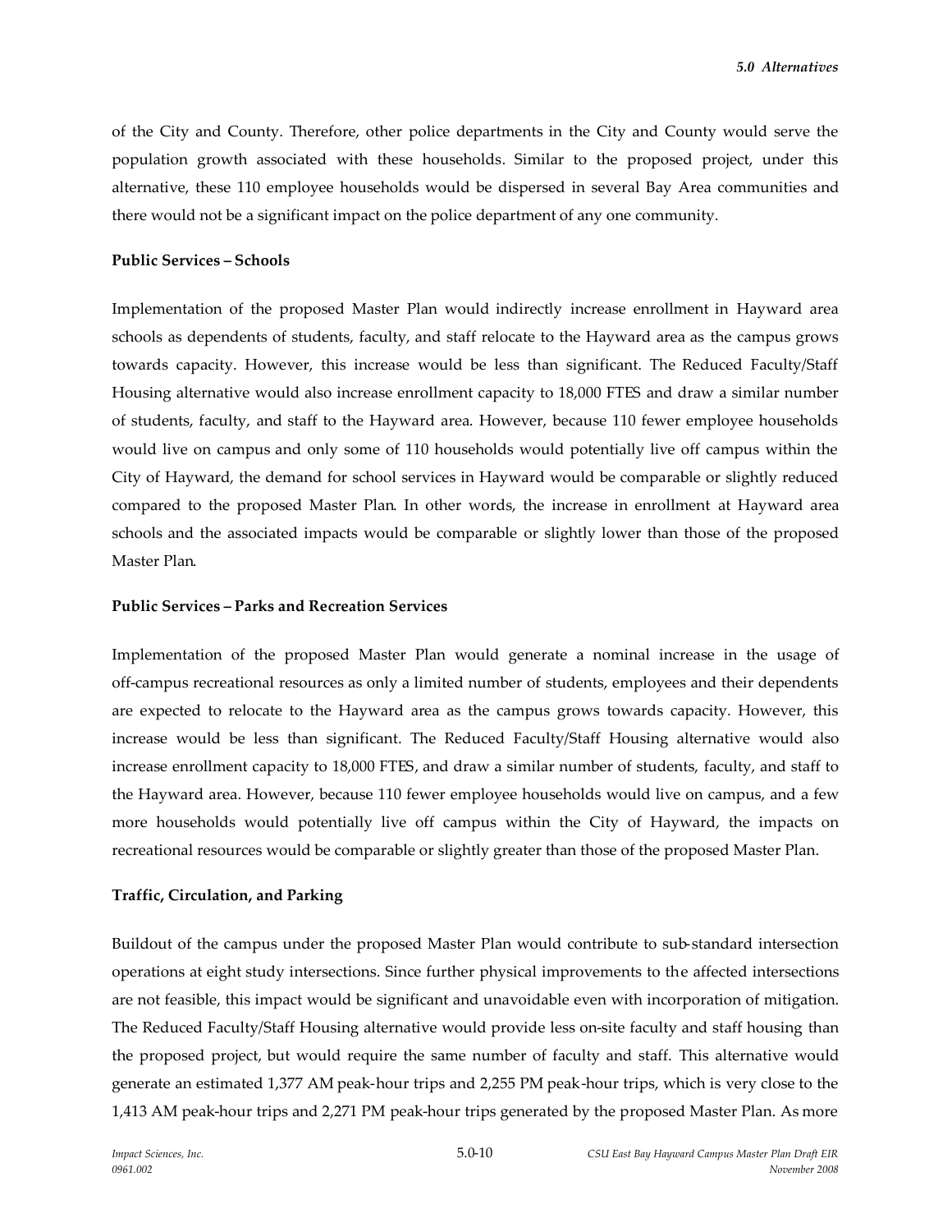of the City and County. Therefore, other police departments in the City and County would serve the population growth associated with these households. Similar to the proposed project, under this alternative, these 110 employee households would be dispersed in several Bay Area communities and there would not be a significant impact on the police department of any one community.

**Public Services – Schools**

Implementation of the proposed Master Plan would indirectly increase enrollment in Hayward area schools as dependents of students, faculty, and staff relocate to the Hayward area as the campus grows towards capacity. However, this increase would be less than significant. The Reduced Faculty/Staff Housing alternative would also increase enrollment capacity to 18,000 FTES and draw a similar number of students, faculty, and staff to the Hayward area. However, because 110 fewer employee households would live on campus and only some of 110 households would potentially live off campus within the City of Hayward, the demand for school services in Hayward would be comparable or slightly reduced compared to the proposed Master Plan. In other words, the increase in enrollment at Hayward area schools and the associated impacts would be comparable or slightly lower than those of the proposed Master Plan.

**Public Services – Parks and Recreation Services**

Implementation of the proposed Master Plan would generate a nominal increase in the usage of off-campus recreational resources as only a limited number of students, employees and their dependents are expected to relocate to the Hayward area as the campus grows towards capacity. However, this increase would be less than significant. The Reduced Faculty/Staff Housing alternative would also increase enrollment capacity to 18,000 FTES, and draw a similar number of students, faculty, and staff to the Hayward area. However, because 110 fewer employee households would live on campus, and a few more households would potentially live off campus within the City of Hayward, the impacts on recreational resources would be comparable or slightly greater than those of the proposed Master Plan.

**Traffic, Circulation, and Parking**

Buildout of the campus under the proposed Master Plan would contribute to sub-standard intersection operations at eight study intersections. Since further physical improvements to the affected intersections are not feasible, this impact would be significant and unavoidable even with incorporation of mitigation. The Reduced Faculty/Staff Housing alternative would provide less on-site faculty and staff housing than the proposed project, but would require the same number of faculty and staff. This alternative would generate an estimated 1,377 AM peak-hour trips and 2,255 PM peak-hour trips, which is very close to the 1,413 AM peak-hour trips and 2,271 PM peak-hour trips generated by the proposed Master Plan. As more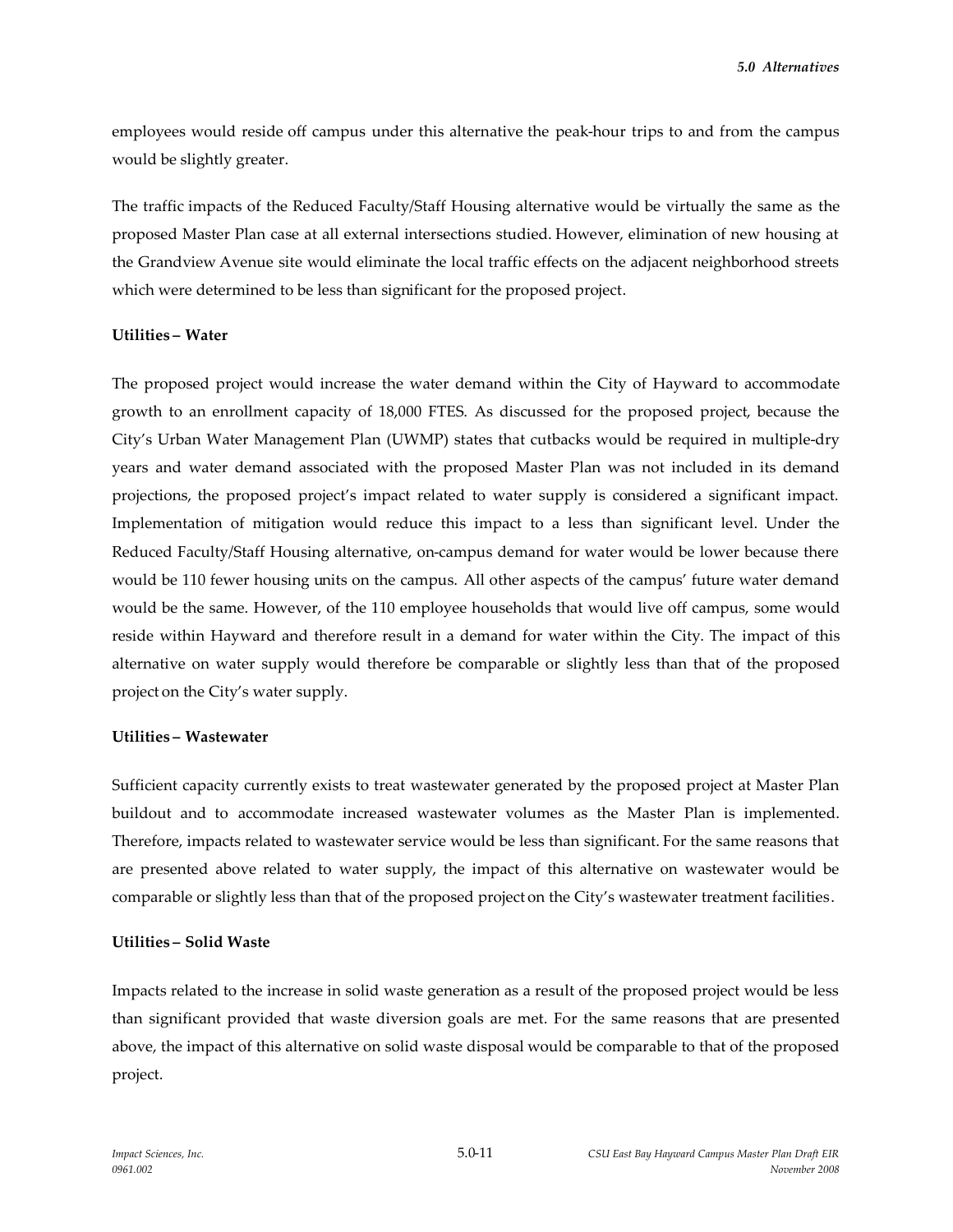employees would reside off campus under this alternative the peak-hour trips to and from the campus would be slightly greater.

The traffic impacts of the Reduced Faculty/Staff Housing alternative would be virtually the same as the proposed Master Plan case at all external intersections studied. However, elimination of new housing at the Grandview Avenue site would eliminate the local traffic effects on the adjacent neighborhood streets which were determined to be less than significant for the proposed project.

**Utilities – Water**

The proposed project would increase the water demand within the City of Hayward to accommodate growth to an enrollment capacity of 18,000 FTES. As discussed for the proposed project, because the City's Urban Water Management Plan (UWMP) states that cutbacks would be required in multiple-dry years and water demand associated with the proposed Master Plan was not included in its demand projections, the proposed project's impact related to water supply is considered a significant impact. Implementation of mitigation would reduce this impact to a less than significant level. Under the Reduced Faculty/Staff Housing alternative, on-campus demand for water would be lower because there would be 110 fewer housing units on the campus. All other aspects of the campus' future water demand would be the same. However, of the 110 employee households that would live off campus, some would reside within Hayward and therefore result in a demand for water within the City. The impact of this alternative on water supply would therefore be comparable or slightly less than that of the proposed project on the City's water supply.

**Utilities – Wastewater**

Sufficient capacity currently exists to treat wastewater generated by the proposed project at Master Plan buildout and to accommodate increased wastewater volumes as the Master Plan is implemented. Therefore, impacts related to wastewater service would be less than significant. For the same reasons that are presented above related to water supply, the impact of this alternative on wastewater would be comparable or slightly less than that of the proposed project on the City's wastewater treatment facilities.

**Utilities – Solid Waste**

Impacts related to the increase in solid waste generation as a result of the proposed project would be less than significant provided that waste diversion goals are met. For the same reasons that are presented above, the impact of this alternative on solid waste disposal would be comparable to that of the proposed project.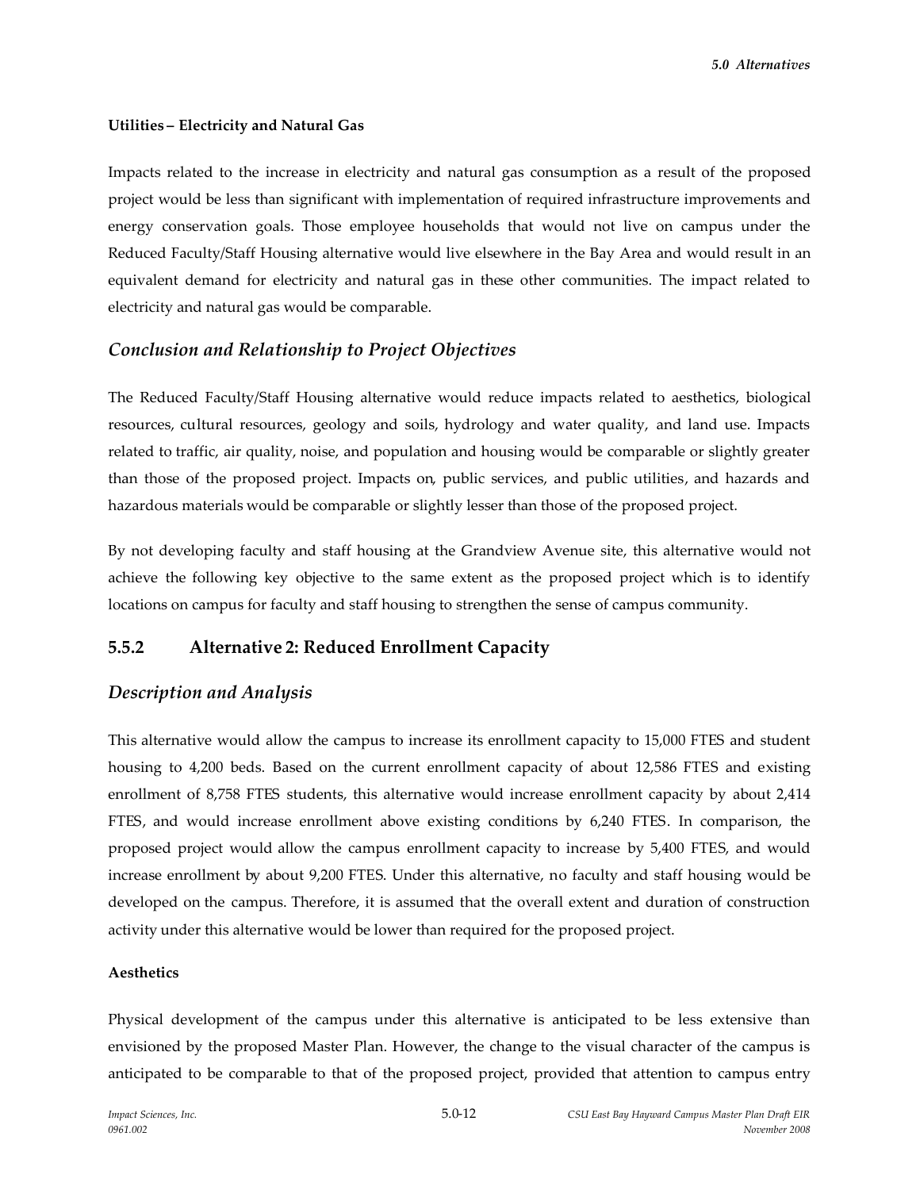**Utilities – Electricity and Natural Gas**

Impacts related to the increase in electricity and natural gas consumption as a result of the proposed project would be less than significant with implementation of required infrastructure improvements and energy conservation goals. Those employee households that would not live on campus under the Reduced Faculty/Staff Housing alternative would live elsewhere in the Bay Area and would result in an equivalent demand for electricity and natural gas in these other communities. The impact related to electricity and natural gas would be comparable.

## *Conclusion and Relationship to Project Objectives*

The Reduced Faculty/Staff Housing alternative would reduce impacts related to aesthetics, biological resources, cultural resources, geology and soils, hydrology and water quality, and land use. Impacts related to traffic, air quality, noise, and population and housing would be comparable or slightly greater than those of the proposed project. Impacts on, public services, and public utilities, and hazards and hazardous materials would be comparable or slightly lesser than those of the proposed project.

By not developing faculty and staff housing at the Grandview Avenue site, this alternative would not achieve the following key objective to the same extent as the proposed project which is to identify locations on campus for faculty and staff housing to strengthen the sense of campus community.

## 5.5.2 Alternative 2: Reduced Enrollment Capacity

## *Description and Analysis*

This alternative would allow the campus to increase its enrollment capacity to 15,000 FTES and student housing to 4,200 beds. Based on the current enrollment capacity of about 12,586 FTES and existing enrollment of 8,758 FTES students, this alternative would increase enrollment capacity by about 2,414 FTES, and would increase enrollment above existing conditions by 6,240 FTES. In comparison, the proposed project would allow the campus enrollment capacity to increase by 5,400 FTES, and would increase enrollment by about 9,200 FTES. Under this alternative, no faculty and staff housing would be developed on the campus. Therefore, it is assumed that the overall extent and duration of construction activity under this alternative would be lower than required for the proposed project.

**Aesthetics**

Physical development of the campus under this alternative is anticipated to be less extensive than envisioned by the proposed Master Plan. However, the change to the visual character of the campus is anticipated to be comparable to that of the proposed project, provided that attention to campus entry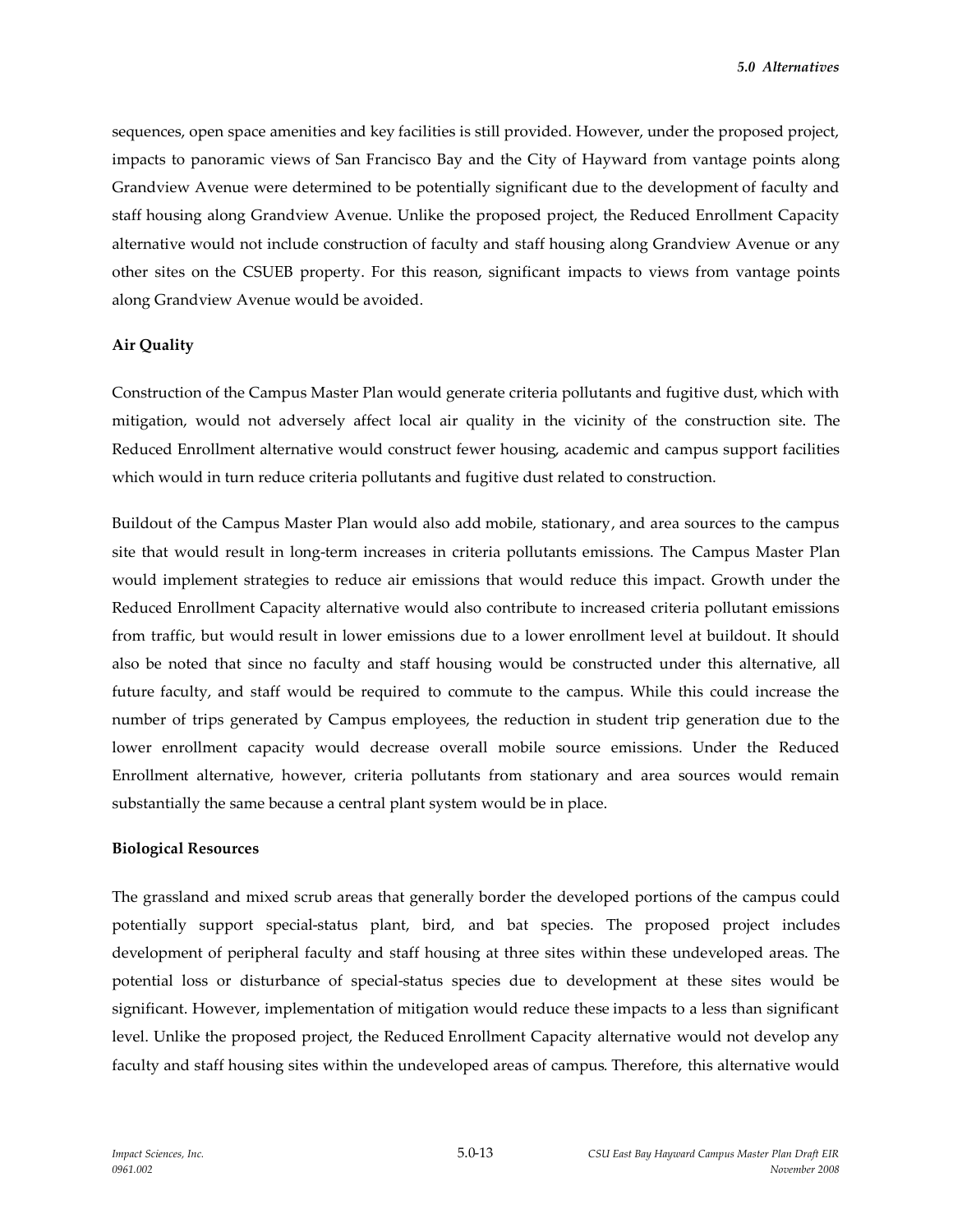sequences, open space amenities and key facilities is still provided. However, under the proposed project, impacts to panoramic views of San Francisco Bay and the City of Hayward from vantage points along Grandview Avenue were determined to be potentially significant due to the development of faculty and staff housing along Grandview Avenue. Unlike the proposed project, the Reduced Enrollment Capacity alternative would not include construction of faculty and staff housing along Grandview Avenue or any other sites on the CSUEB property. For this reason, significant impacts to views from vantage points along Grandview Avenue would be avoided.

**Air Quality**

Construction of the Campus Master Plan would generate criteria pollutants and fugitive dust, which with mitigation, would not adversely affect local air quality in the vicinity of the construction site. The Reduced Enrollment alternative would construct fewer housing, academic and campus support facilities which would in turn reduce criteria pollutants and fugitive dust related to construction.

Buildout of the Campus Master Plan would also add mobile, stationary, and area sources to the campus site that would result in long-term increases in criteria pollutants emissions. The Campus Master Plan would implement strategies to reduce air emissions that would reduce this impact. Growth under the Reduced Enrollment Capacity alternative would also contribute to increased criteria pollutant emissions from traffic, but would result in lower emissions due to a lower enrollment level at buildout. It should also be noted that since no faculty and staff housing would be constructed under this alternative, all future faculty, and staff would be required to commute to the campus. While this could increase the number of trips generated by Campus employees, the reduction in student trip generation due to the lower enrollment capacity would decrease overall mobile source emissions. Under the Reduced Enrollment alternative, however, criteria pollutants from stationary and area sources would remain substantially the same because a central plant system would be in place.

**Biological Resources**

The grassland and mixed scrub areas that generally border the developed portions of the campus could potentially support special-status plant, bird, and bat species. The proposed project includes development of peripheral faculty and staff housing at three sites within these undeveloped areas. The potential loss or disturbance of special-status species due to development at these sites would be significant. However, implementation of mitigation would reduce these impacts to a less than significant level. Unlike the proposed project, the Reduced Enrollment Capacity alternative would not develop any faculty and staff housing sites within the undeveloped areas of campus. Therefore, this alternative would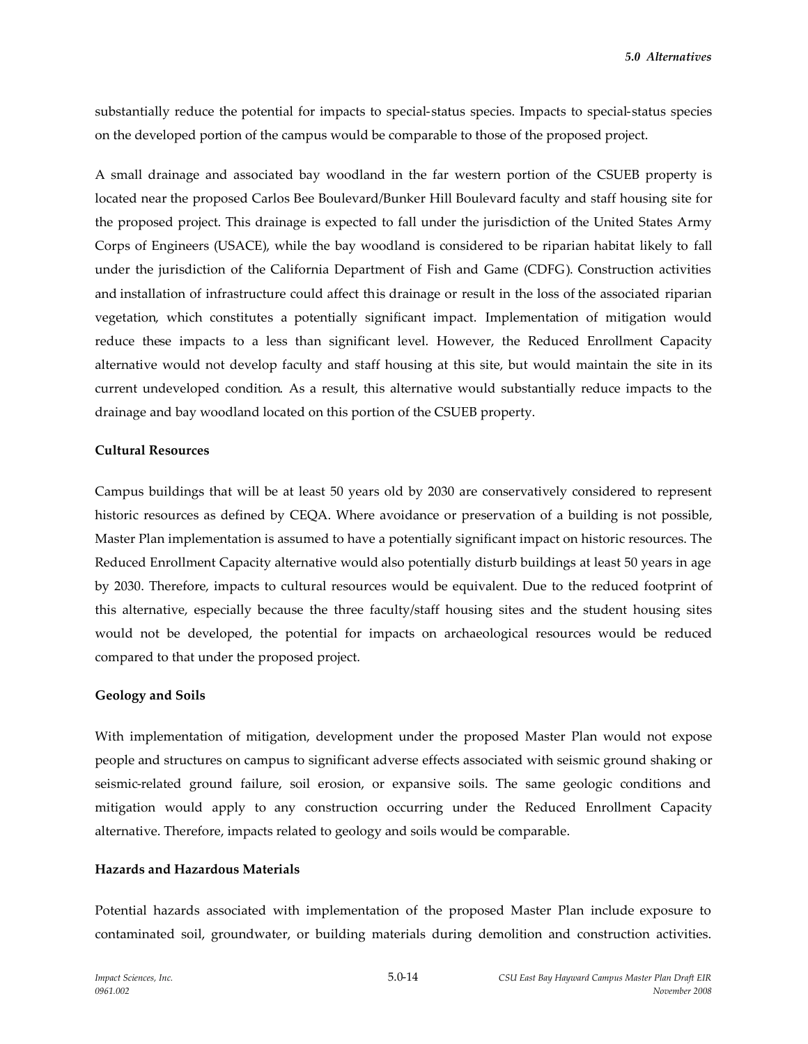substantially reduce the potential for impacts to special-status species. Impacts to special-status species on the developed portion of the campus would be comparable to those of the proposed project.

A small drainage and associated bay woodland in the far western portion of the CSUEB property is located near the proposed Carlos Bee Boulevard/Bunker Hill Boulevard faculty and staff housing site for the proposed project. This drainage is expected to fall under the jurisdiction of the United States Army Corps of Engineers (USACE), while the bay woodland is considered to be riparian habitat likely to fall under the jurisdiction of the California Department of Fish and Game (CDFG). Construction activities and installation of infrastructure could affect this drainage or result in the loss of the associated riparian vegetation, which constitutes a potentially significant impact. Implementation of mitigation would reduce these impacts to a less than significant level. However, the Reduced Enrollment Capacity alternative would not develop faculty and staff housing at this site, but would maintain the site in its current undeveloped condition. As a result, this alternative would substantially reduce impacts to the drainage and bay woodland located on this portion of the CSUEB property.

**Cultural Resources**

Campus buildings that will be at least 50 years old by 2030 are conservatively considered to represent historic resources as defined by CEQA. Where avoidance or preservation of a building is not possible, Master Plan implementation is assumed to have a potentially significant impact on historic resources. The Reduced Enrollment Capacity alternative would also potentially disturb buildings at least 50 years in age by 2030. Therefore, impacts to cultural resources would be equivalent. Due to the reduced footprint of this alternative, especially because the three faculty/staff housing sites and the student housing sites would not be developed, the potential for impacts on archaeological resources would be reduced compared to that under the proposed project.

**Geology and Soils**

With implementation of mitigation, development under the proposed Master Plan would not expose people and structures on campus to significant adverse effects associated with seismic ground shaking or seismic-related ground failure, soil erosion, or expansive soils. The same geologic conditions and mitigation would apply to any construction occurring under the Reduced Enrollment Capacity alternative. Therefore, impacts related to geology and soils would be comparable.

**Hazards and Hazardous Materials**

Potential hazards associated with implementation of the proposed Master Plan include exposure to contaminated soil, groundwater, or building materials during demolition and construction activities.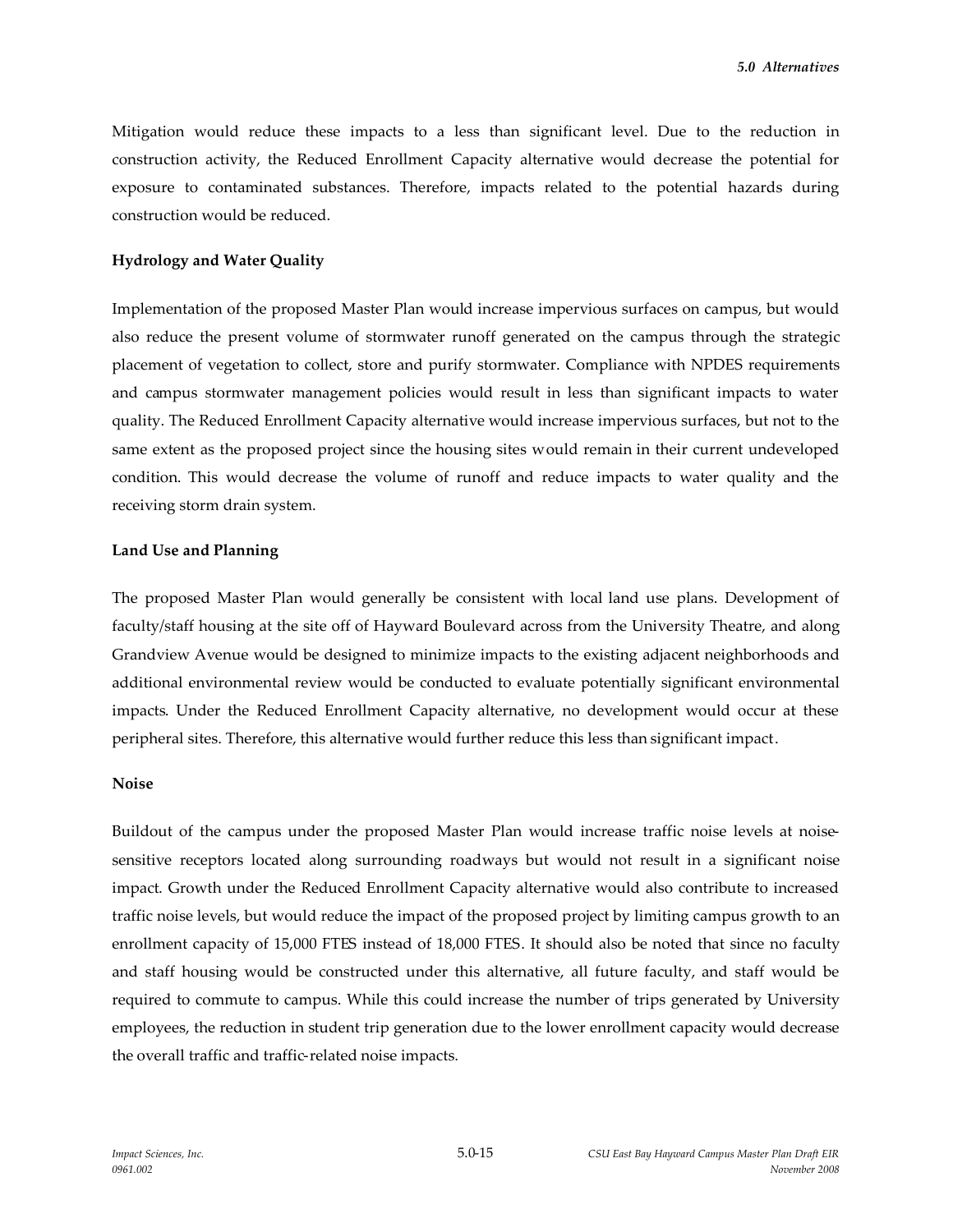Mitigation would reduce these impacts to a less than significant level. Due to the reduction in construction activity, the Reduced Enrollment Capacity alternative would decrease the potential for exposure to contaminated substances. Therefore, impacts related to the potential hazards during construction would be reduced.

**Hydrology and Water Quality**

Implementation of the proposed Master Plan would increase impervious surfaces on campus, but would also reduce the present volume of stormwater runoff generated on the campus through the strategic placement of vegetation to collect, store and purify stormwater. Compliance with NPDES requirements and campus stormwater management policies would result in less than significant impacts to water quality. The Reduced Enrollment Capacity alternative would increase impervious surfaces, but not to the same extent as the proposed project since the housing sites would remain in their current undeveloped condition. This would decrease the volume of runoff and reduce impacts to water quality and the receiving storm drain system.

**Land Use and Planning**

The proposed Master Plan would generally be consistent with local land use plans. Development of faculty/staff housing at the site off of Hayward Boulevard across from the University Theatre, and along Grandview Avenue would be designed to minimize impacts to the existing adjacent neighborhoods and additional environmental review would be conducted to evaluate potentially significant environmental impacts. Under the Reduced Enrollment Capacity alternative, no development would occur at these peripheral sites. Therefore, this alternative would further reduce this less than significant impact.

**Noise**

Buildout of the campus under the proposed Master Plan would increase traffic noise levels at noise-sensitive receptors located along surrounding roadways but would not result in a significant noise impact. Growth under the Reduced Enrollment Capacity alternative would also contribute to increased traffic noise levels, but would reduce the impact of the proposed project by limiting campus growth to an enrollment capacity of 15,000 FTES instead of 18,000 FTES. It should also be noted that since no faculty and staff housing would be constructed under this alternative, all future faculty, and staff would be required to commute to campus. While this could increase the number of trips generated by University employees, the reduction in student trip generation due to the lower enrollment capacity would decrease the overall traffic and traffic-related noise impacts.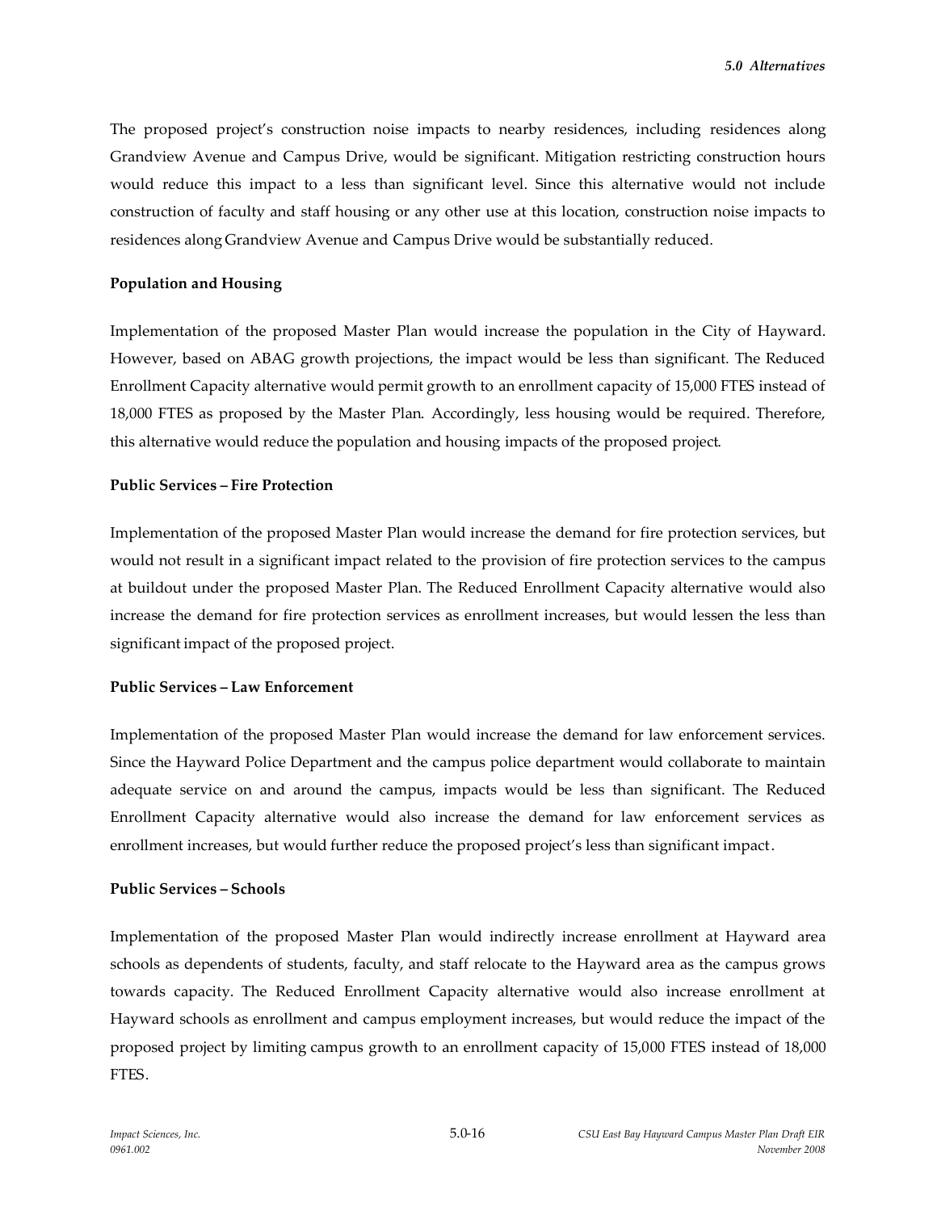The proposed project's construction noise impacts to nearby residences, including residences along Grandview Avenue and Campus Drive, would be significant. Mitigation restricting construction hours would reduce this impact to a less than significant level. Since this alternative would not include construction of faculty and staff housing or any other use at this location, construction noise impacts to residences along Grandview Avenue and Campus Drive would be substantially reduced.

**Population and Housing**

Implementation of the proposed Master Plan would increase the population in the City of Hayward. However, based on ABAG growth projections, the impact would be less than significant. The Reduced Enrollment Capacity alternative would permit growth to an enrollment capacity of 15,000 FTES instead of 18,000 FTES as proposed by the Master Plan. Accordingly, less housing would be required. Therefore, this alternative would reduce the population and housing impacts of the proposed project.

**Public Services – Fire Protection**

Implementation of the proposed Master Plan would increase the demand for fire protection services, but would not result in a significant impact related to the provision of fire protection services to the campus at buildout under the proposed Master Plan. The Reduced Enrollment Capacity alternative would also increase the demand for fire protection services as enrollment increases, but would lessen the less than significant impact of the proposed project.

**Public Services – Law Enforcement**

Implementation of the proposed Master Plan would increase the demand for law enforcement services. Since the Hayward Police Department and the campus police department would collaborate to maintain adequate service on and around the campus, impacts would be less than significant. The Reduced Enrollment Capacity alternative would also increase the demand for law enforcement services as enrollment increases, but would further reduce the proposed project's less than significant impact.

**Public Services – Schools**

Implementation of the proposed Master Plan would indirectly increase enrollment at Hayward area schools as dependents of students, faculty, and staff relocate to the Hayward area as the campus grows towards capacity. The Reduced Enrollment Capacity alternative would also increase enrollment at Hayward schools as enrollment and campus employment increases, but would reduce the impact of the proposed project by limiting campus growth to an enrollment capacity of 15,000 FTES instead of 18,000 FTES.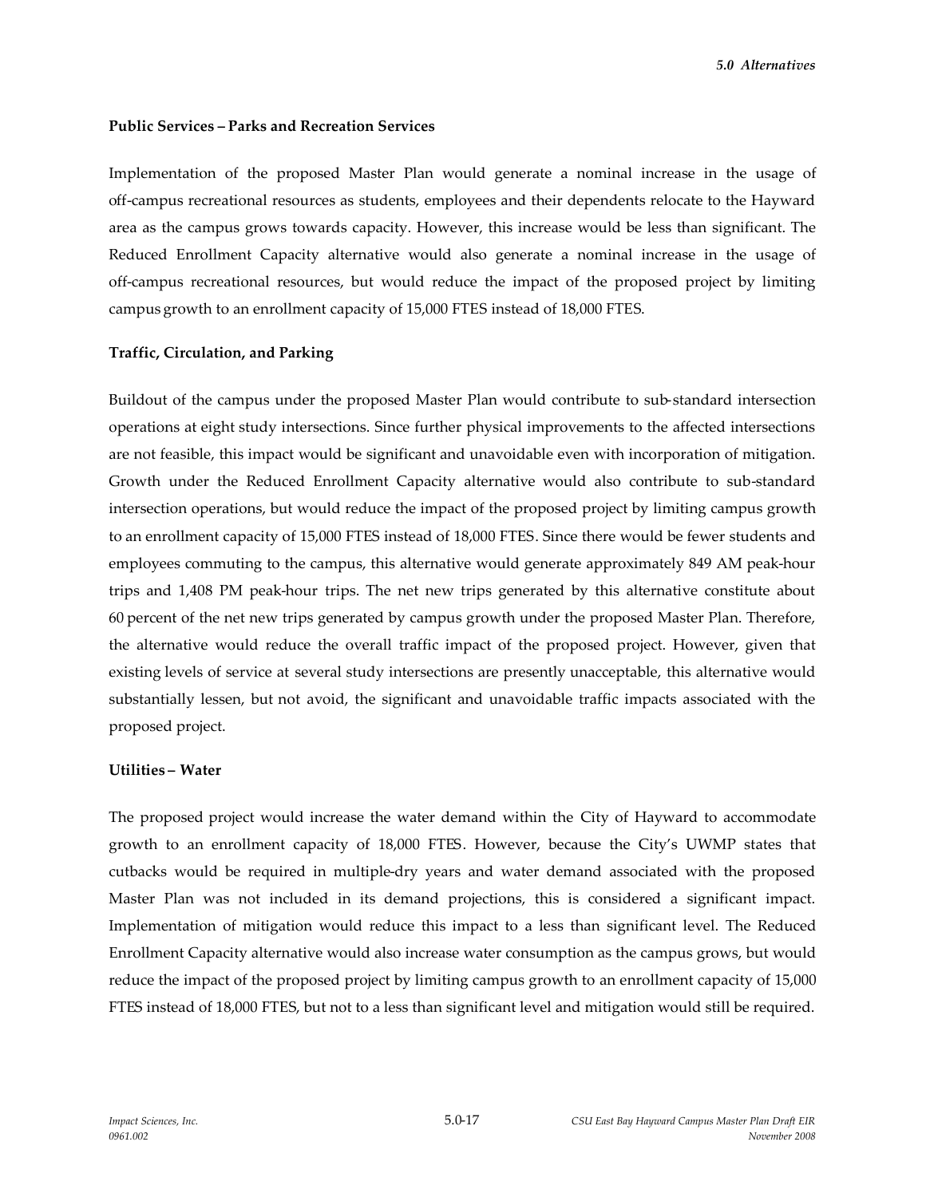**Public Services – Parks and Recreation Services**

Implementation of the proposed Master Plan would generate a nominal increase in the usage of off-campus recreational resources as students, employees and their dependents relocate to the Hayward area as the campus grows towards capacity. However, this increase would be less than significant. The Reduced Enrollment Capacity alternative would also generate a nominal increase in the usage of off-campus recreational resources, but would reduce the impact of the proposed project by limiting campus growth to an enrollment capacity of 15,000 FTES instead of 18,000 FTES.

**Traffic, Circulation, and Parking**

Buildout of the campus under the proposed Master Plan would contribute to sub-standard intersection operations at eight study intersections. Since further physical improvements to the affected intersections are not feasible, this impact would be significant and unavoidable even with incorporation of mitigation. Growth under the Reduced Enrollment Capacity alternative would also contribute to sub-standard intersection operations, but would reduce the impact of the proposed project by limiting campus growth to an enrollment capacity of 15,000 FTES instead of 18,000 FTES. Since there would be fewer students and employees commuting to the campus, this alternative would generate approximately 849 AM peak-hour trips and 1,408 PM peak-hour trips. The net new trips generated by this alternative constitute about 60 percent of the net new trips generated by campus growth under the proposed Master Plan. Therefore, the alternative would reduce the overall traffic impact of the proposed project. However, given that existing levels of service at several study intersections are presently unacceptable, this alternative would substantially lessen, but not avoid, the significant and unavoidable traffic impacts associated with the proposed project.

**Utilities – Water**

The proposed project would increase the water demand within the City of Hayward to accommodate growth to an enrollment capacity of 18,000 FTES. However, because the City's UWMP states that cutbacks would be required in multiple-dry years and water demand associated with the proposed Master Plan was not included in its demand projections, this is considered a significant impact. Implementation of mitigation would reduce this impact to a less than significant level. The Reduced Enrollment Capacity alternative would also increase water consumption as the campus grows, but would reduce the impact of the proposed project by limiting campus growth to an enrollment capacity of 15,000 FTES instead of 18,000 FTES, but not to a less than significant level and mitigation would still be required.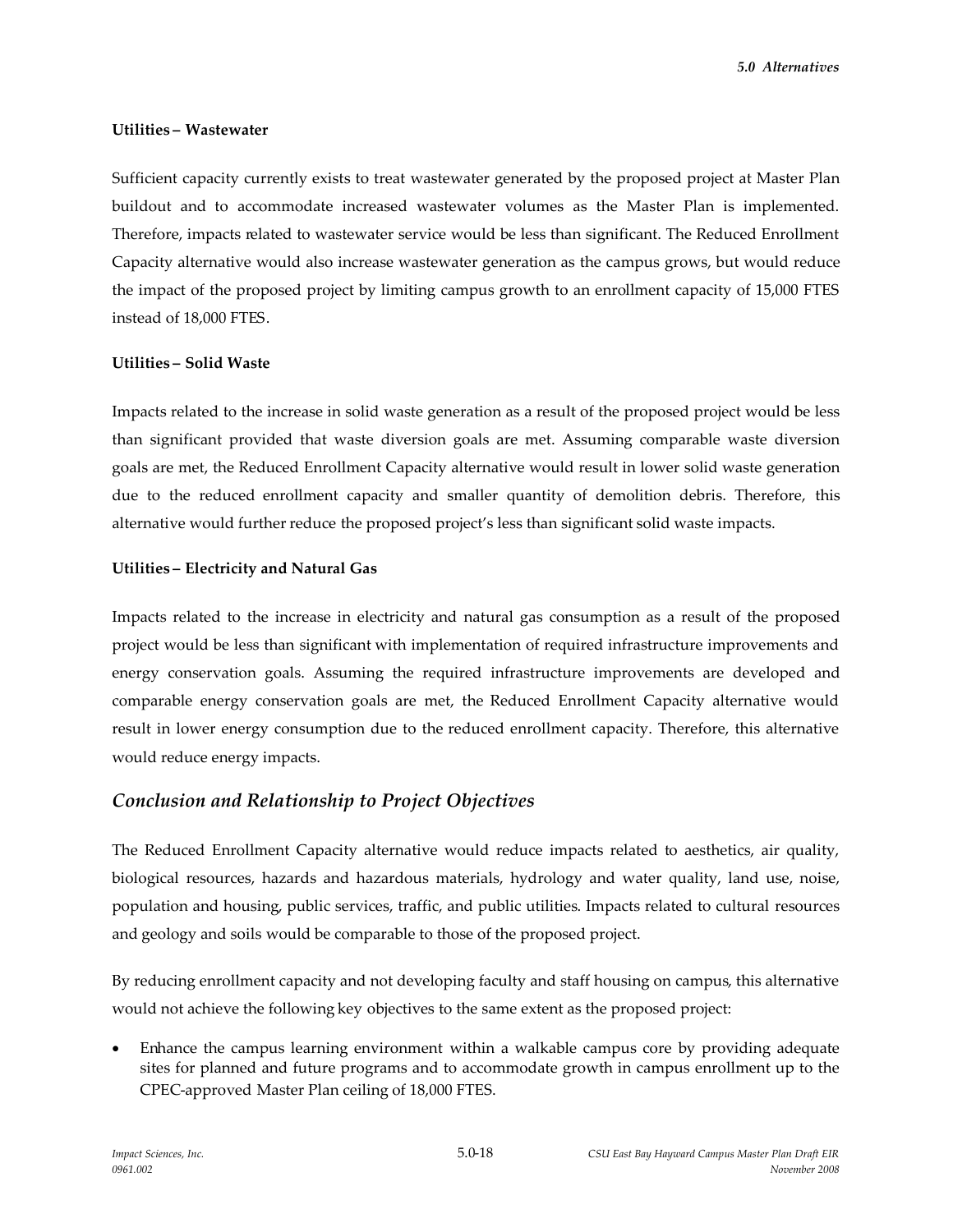**Utilities – Wastewater**

Sufficient capacity currently exists to treat wastewater generated by the proposed project at Master Plan buildout and to accommodate increased wastewater volumes as the Master Plan is implemented. Therefore, impacts related to wastewater service would be less than significant. The Reduced Enrollment Capacity alternative would also increase wastewater generation as the campus grows, but would reduce the impact of the proposed project by limiting campus growth to an enrollment capacity of 15,000 FTES instead of 18,000 FTES.

**Utilities – Solid Waste**

Impacts related to the increase in solid waste generation as a result of the proposed project would be less than significant provided that waste diversion goals are met. Assuming comparable waste diversion goals are met, the Reduced Enrollment Capacity alternative would result in lower solid waste generation due to the reduced enrollment capacity and smaller quantity of demolition debris. Therefore, this alternative would further reduce the proposed project's less than significant solid waste impacts.

**Utilities – Electricity and Natural Gas**

Impacts related to the increase in electricity and natural gas consumption as a result of the proposed project would be less than significant with implementation of required infrastructure improvements and energy conservation goals. Assuming the required infrastructure improvements are developed and comparable energy conservation goals are met, the Reduced Enrollment Capacity alternative would result in lower energy consumption due to the reduced enrollment capacity. Therefore, this alternative would reduce energy impacts.

### *Conclusion and Relationship to Project Objectives*

The Reduced Enrollment Capacity alternative would reduce impacts related to aesthetics, air quality, biological resources, hazards and hazardous materials, hydrology and water quality, land use, noise, population and housing, public services, traffic, and public utilities. Impacts related to cultural resources and geology and soils would be comparable to those of the proposed project.

By reducing enrollment capacity and not developing faculty and staff housing on campus, this alternative would not achieve the following key objectives to the same extent as the proposed project:

- Enhance the campus learning environment within a walkable campus core by providing adequate sites for planned and future programs and to accommodate growth in campus enrollment up to the CPEC-approved Master Plan ceiling of 18,000 FTES.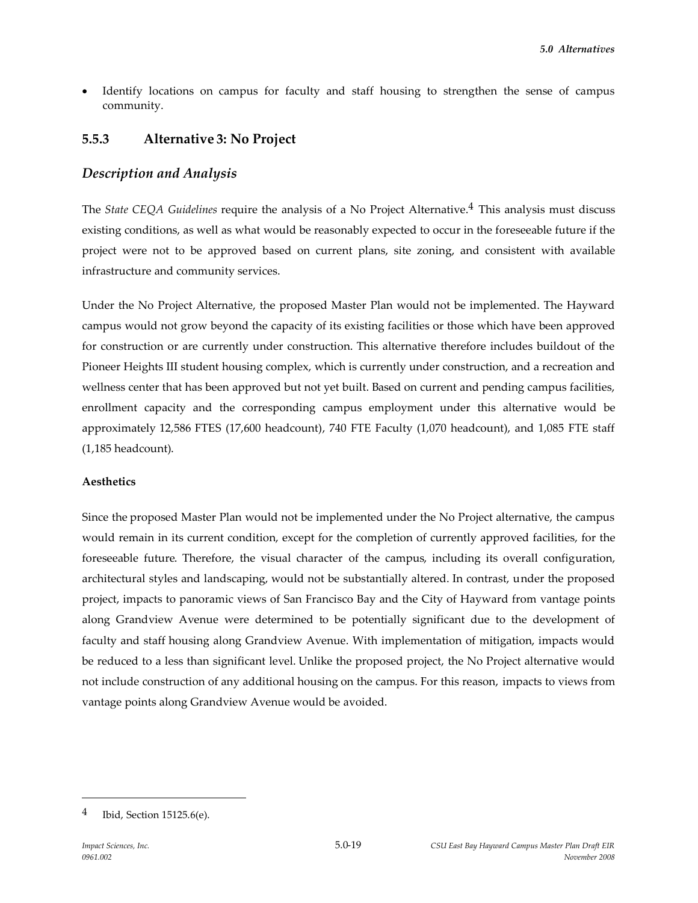- Identify locations on campus for faculty and staff housing to strengthen the sense of campus community.

### 5.5.3 Alternative 3: No Project

### *Description and Analysis*

The *State CEQA Guidelines* require the analysis of a No Project Alternative.[4] This analysis must discuss existing conditions, as well as what would be reasonably expected to occur in the foreseeable future if the project were not to be approved based on current plans, site zoning, and consistent with available infrastructure and community services.

Under the No Project Alternative, the proposed Master Plan would not be implemented. The Hayward campus would not grow beyond the capacity of its existing facilities or those which have been approved for construction or are currently under construction. This alternative therefore includes buildout of the Pioneer Heights III student housing complex, which is currently under construction, and a recreation and wellness center that has been approved but not yet built. Based on current and pending campus facilities, enrollment capacity and the corresponding campus employment under this alternative would be approximately 12,586 FTES (17,600 headcount), 740 FTE Faculty (1,070 headcount), and 1,085 FTE staff (1,185 headcount).

**Aesthetics**

Since the proposed Master Plan would not be implemented under the No Project alternative, the campus would remain in its current condition, except for the completion of currently approved facilities, for the foreseeable future. Therefore, the visual character of the campus, including its overall configuration, architectural styles and landscaping, would not be substantially altered. In contrast, under the proposed project, impacts to panoramic views of San Francisco Bay and the City of Hayward from vantage points along Grandview Avenue were determined to be potentially significant due to the development of faculty and staff housing along Grandview Avenue. With implementation of mitigation, impacts would be reduced to a less than significant level. Unlike the proposed project, the No Project alternative would not include construction of any additional housing on the campus. For this reason, impacts to views from vantage points along Grandview Avenue would be avoided.

---

[4] Ibid, Section 15125.6(e).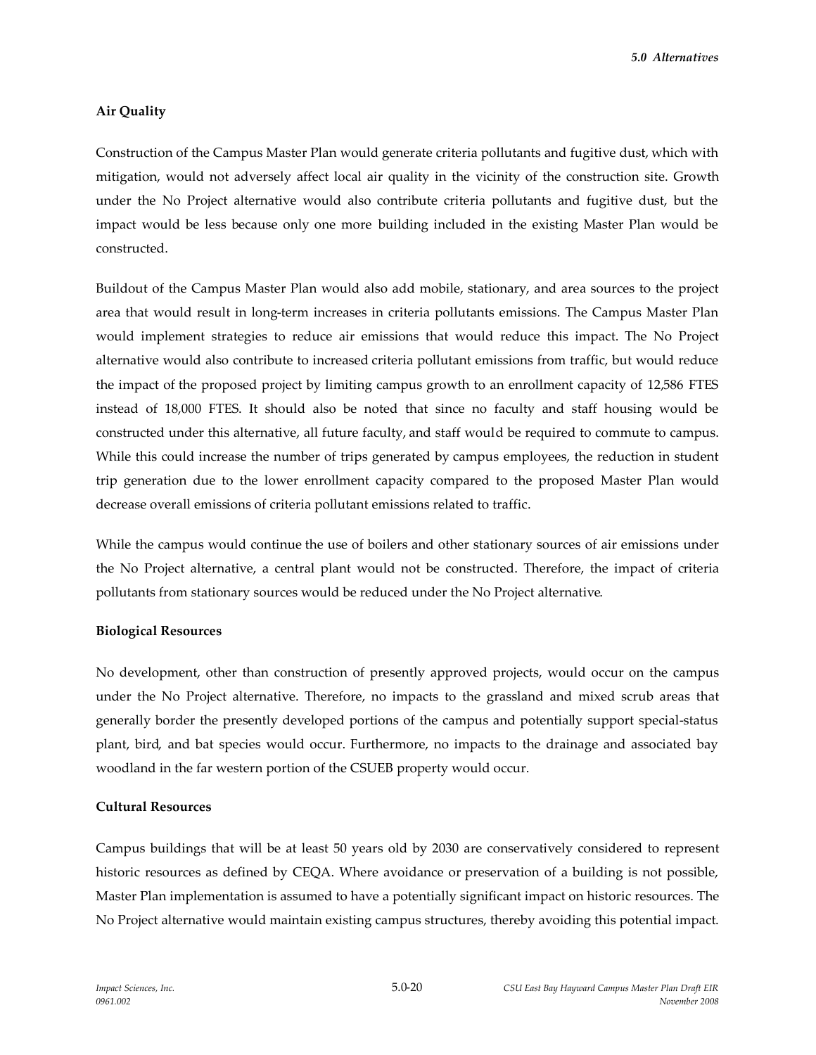**Air Quality**

Construction of the Campus Master Plan would generate criteria pollutants and fugitive dust, which with mitigation, would not adversely affect local air quality in the vicinity of the construction site. Growth under the No Project alternative would also contribute criteria pollutants and fugitive dust, but the impact would be less because only one more building included in the existing Master Plan would be constructed.

Buildout of the Campus Master Plan would also add mobile, stationary, and area sources to the project area that would result in long-term increases in criteria pollutants emissions. The Campus Master Plan would implement strategies to reduce air emissions that would reduce this impact. The No Project alternative would also contribute to increased criteria pollutant emissions from traffic, but would reduce the impact of the proposed project by limiting campus growth to an enrollment capacity of 12,586 FTES instead of 18,000 FTES. It should also be noted that since no faculty and staff housing would be constructed under this alternative, all future faculty, and staff would be required to commute to campus. While this could increase the number of trips generated by campus employees, the reduction in student trip generation due to the lower enrollment capacity compared to the proposed Master Plan would decrease overall emissions of criteria pollutant emissions related to traffic.

While the campus would continue the use of boilers and other stationary sources of air emissions under the No Project alternative, a central plant would not be constructed. Therefore, the impact of criteria pollutants from stationary sources would be reduced under the No Project alternative.

**Biological Resources**

No development, other than construction of presently approved projects, would occur on the campus under the No Project alternative. Therefore, no impacts to the grassland and mixed scrub areas that generally border the presently developed portions of the campus and potentially support special-status plant, bird, and bat species would occur. Furthermore, no impacts to the drainage and associated bay woodland in the far western portion of the CSUEB property would occur.

**Cultural Resources**

Campus buildings that will be at least 50 years old by 2030 are conservatively considered to represent historic resources as defined by CEQA. Where avoidance or preservation of a building is not possible, Master Plan implementation is assumed to have a potentially significant impact on historic resources. The No Project alternative would maintain existing campus structures, thereby avoiding this potential impact.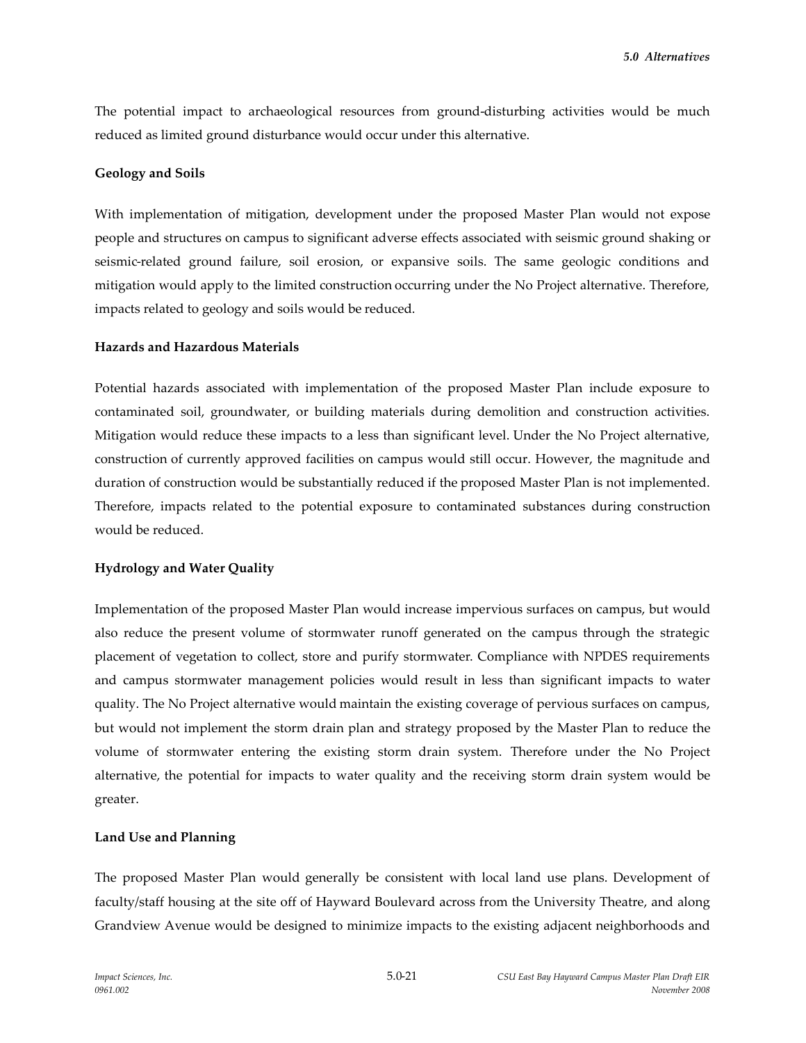The potential impact to archaeological resources from ground-disturbing activities would be much reduced as limited ground disturbance would occur under this alternative.

**Geology and Soils**

With implementation of mitigation, development under the proposed Master Plan would not expose people and structures on campus to significant adverse effects associated with seismic ground shaking or seismic-related ground failure, soil erosion, or expansive soils. The same geologic conditions and mitigation would apply to the limited construction occurring under the No Project alternative. Therefore, impacts related to geology and soils would be reduced.

**Hazards and Hazardous Materials**

Potential hazards associated with implementation of the proposed Master Plan include exposure to contaminated soil, groundwater, or building materials during demolition and construction activities. Mitigation would reduce these impacts to a less than significant level. Under the No Project alternative, construction of currently approved facilities on campus would still occur. However, the magnitude and duration of construction would be substantially reduced if the proposed Master Plan is not implemented. Therefore, impacts related to the potential exposure to contaminated substances during construction would be reduced.

**Hydrology and Water Quality**

Implementation of the proposed Master Plan would increase impervious surfaces on campus, but would also reduce the present volume of stormwater runoff generated on the campus through the strategic placement of vegetation to collect, store and purify stormwater. Compliance with NPDES requirements and campus stormwater management policies would result in less than significant impacts to water quality. The No Project alternative would maintain the existing coverage of pervious surfaces on campus, but would not implement the storm drain plan and strategy proposed by the Master Plan to reduce the volume of stormwater entering the existing storm drain system. Therefore under the No Project alternative, the potential for impacts to water quality and the receiving storm drain system would be greater.

**Land Use and Planning**

The proposed Master Plan would generally be consistent with local land use plans. Development of faculty/staff housing at the site off of Hayward Boulevard across from the University Theatre, and along Grandview Avenue would be designed to minimize impacts to the existing adjacent neighborhoods and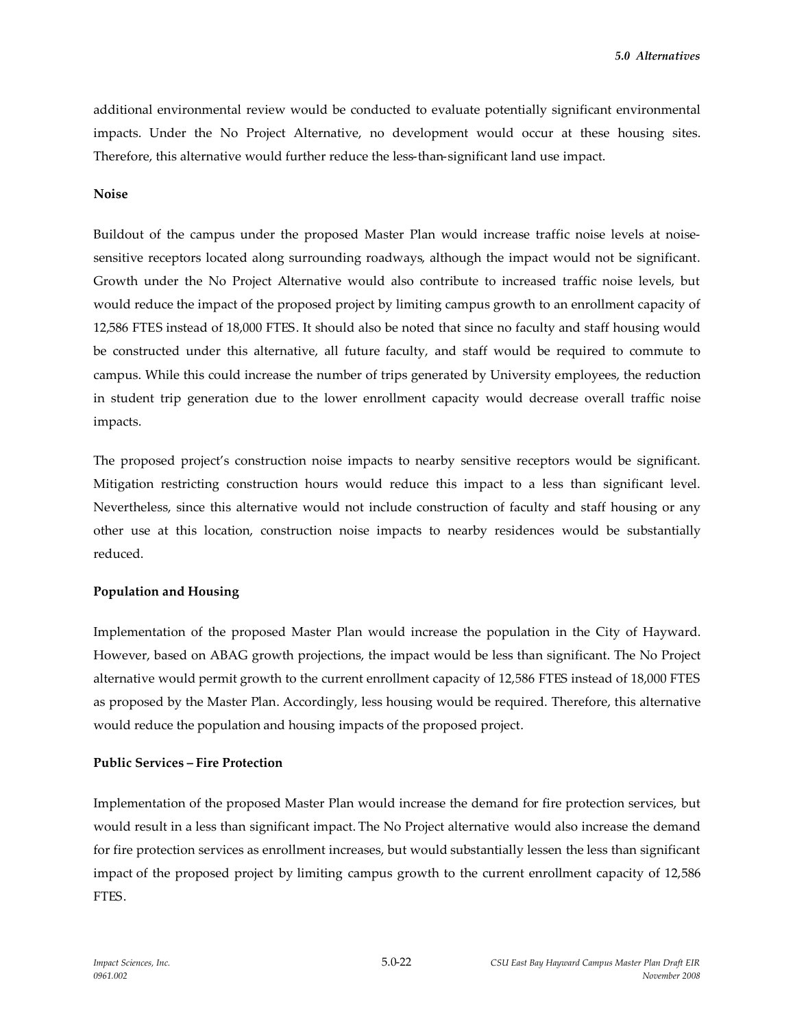additional environmental review would be conducted to evaluate potentially significant environmental impacts. Under the No Project Alternative, no development would occur at these housing sites. Therefore, this alternative would further reduce the less-than-significant land use impact.

**Noise**

Buildout of the campus under the proposed Master Plan would increase traffic noise levels at noise-sensitive receptors located along surrounding roadways, although the impact would not be significant. Growth under the No Project Alternative would also contribute to increased traffic noise levels, but would reduce the impact of the proposed project by limiting campus growth to an enrollment capacity of 12,586 FTES instead of 18,000 FTES. It should also be noted that since no faculty and staff housing would be constructed under this alternative, all future faculty, and staff would be required to commute to campus. While this could increase the number of trips generated by University employees, the reduction in student trip generation due to the lower enrollment capacity would decrease overall traffic noise impacts.

The proposed project's construction noise impacts to nearby sensitive receptors would be significant. Mitigation restricting construction hours would reduce this impact to a less than significant level. Nevertheless, since this alternative would not include construction of faculty and staff housing or any other use at this location, construction noise impacts to nearby residences would be substantially reduced.

**Population and Housing**

Implementation of the proposed Master Plan would increase the population in the City of Hayward. However, based on ABAG growth projections, the impact would be less than significant. The No Project alternative would permit growth to the current enrollment capacity of 12,586 FTES instead of 18,000 FTES as proposed by the Master Plan. Accordingly, less housing would be required. Therefore, this alternative would reduce the population and housing impacts of the proposed project.

**Public Services – Fire Protection**

Implementation of the proposed Master Plan would increase the demand for fire protection services, but would result in a less than significant impact. The No Project alternative would also increase the demand for fire protection services as enrollment increases, but would substantially lessen the less than significant impact of the proposed project by limiting campus growth to the current enrollment capacity of 12,586 FTES.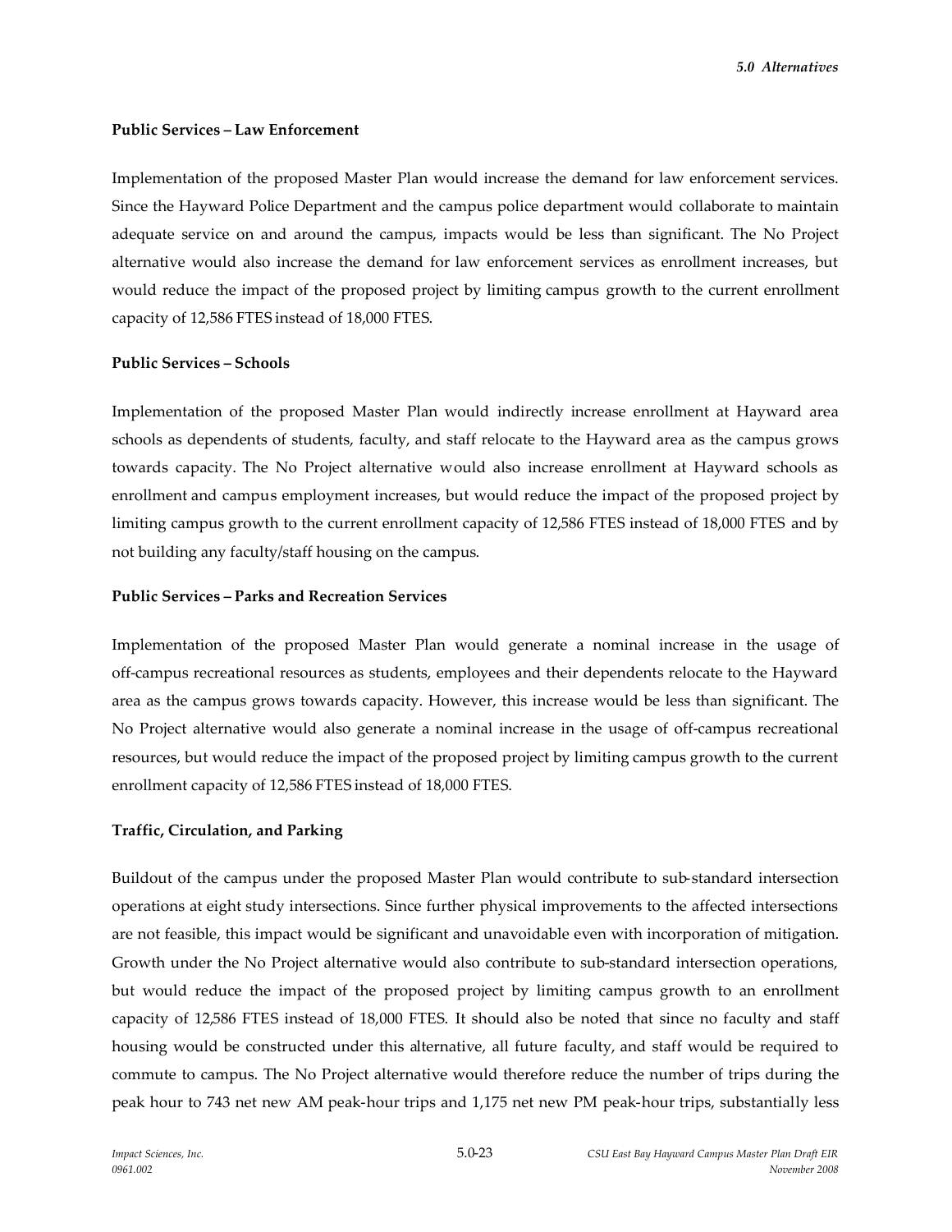**Public Services – Law Enforcement**

Implementation of the proposed Master Plan would increase the demand for law enforcement services. Since the Hayward Police Department and the campus police department would collaborate to maintain adequate service on and around the campus, impacts would be less than significant. The No Project alternative would also increase the demand for law enforcement services as enrollment increases, but would reduce the impact of the proposed project by limiting campus growth to the current enrollment capacity of 12,586 FTES instead of 18,000 FTES.

**Public Services – Schools**

Implementation of the proposed Master Plan would indirectly increase enrollment at Hayward area schools as dependents of students, faculty, and staff relocate to the Hayward area as the campus grows towards capacity. The No Project alternative would also increase enrollment at Hayward schools as enrollment and campus employment increases, but would reduce the impact of the proposed project by limiting campus growth to the current enrollment capacity of 12,586 FTES instead of 18,000 FTES and by not building any faculty/staff housing on the campus.

**Public Services – Parks and Recreation Services**

Implementation of the proposed Master Plan would generate a nominal increase in the usage of off-campus recreational resources as students, employees and their dependents relocate to the Hayward area as the campus grows towards capacity. However, this increase would be less than significant. The No Project alternative would also generate a nominal increase in the usage of off-campus recreational resources, but would reduce the impact of the proposed project by limiting campus growth to the current enrollment capacity of 12,586 FTES instead of 18,000 FTES.

**Traffic, Circulation, and Parking**

Buildout of the campus under the proposed Master Plan would contribute to sub-standard intersection operations at eight study intersections. Since further physical improvements to the affected intersections are not feasible, this impact would be significant and unavoidable even with incorporation of mitigation. Growth under the No Project alternative would also contribute to sub-standard intersection operations, but would reduce the impact of the proposed project by limiting campus growth to an enrollment capacity of 12,586 FTES instead of 18,000 FTES. It should also be noted that since no faculty and staff housing would be constructed under this alternative, all future faculty, and staff would be required to commute to campus. The No Project alternative would therefore reduce the number of trips during the peak hour to 743 net new AM peak-hour trips and 1,175 net new PM peak-hour trips, substantially less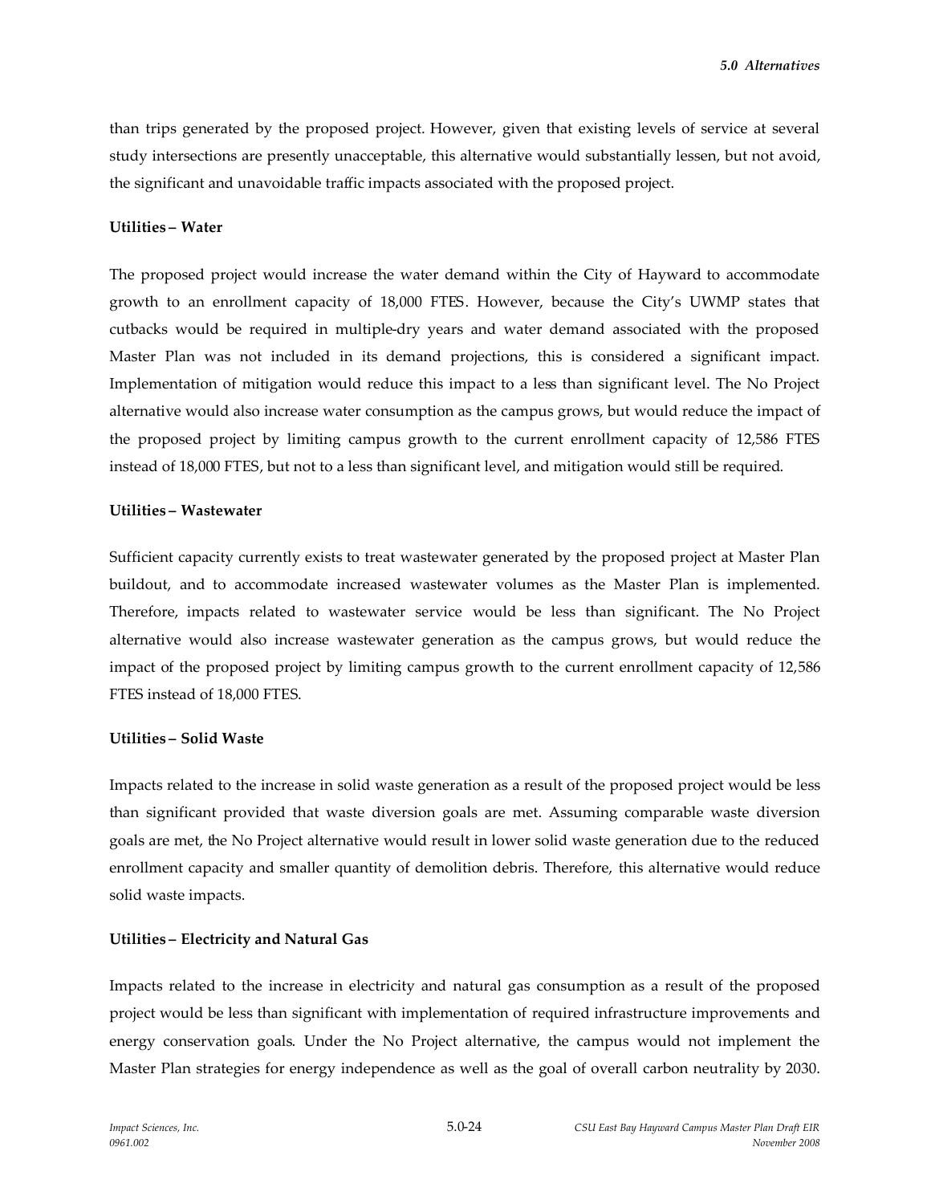than trips generated by the proposed project. However, given that existing levels of service at several study intersections are presently unacceptable, this alternative would substantially lessen, but not avoid, the significant and unavoidable traffic impacts associated with the proposed project.

**Utilities – Water**

The proposed project would increase the water demand within the City of Hayward to accommodate growth to an enrollment capacity of 18,000 FTES. However, because the City's UWMP states that cutbacks would be required in multiple-dry years and water demand associated with the proposed Master Plan was not included in its demand projections, this is considered a significant impact. Implementation of mitigation would reduce this impact to a less than significant level. The No Project alternative would also increase water consumption as the campus grows, but would reduce the impact of the proposed project by limiting campus growth to the current enrollment capacity of 12,586 FTES instead of 18,000 FTES, but not to a less than significant level, and mitigation would still be required.

**Utilities – Wastewater**

Sufficient capacity currently exists to treat wastewater generated by the proposed project at Master Plan buildout, and to accommodate increased wastewater volumes as the Master Plan is implemented. Therefore, impacts related to wastewater service would be less than significant. The No Project alternative would also increase wastewater generation as the campus grows, but would reduce the impact of the proposed project by limiting campus growth to the current enrollment capacity of 12,586 FTES instead of 18,000 FTES.

**Utilities – Solid Waste**

Impacts related to the increase in solid waste generation as a result of the proposed project would be less than significant provided that waste diversion goals are met. Assuming comparable waste diversion goals are met, the No Project alternative would result in lower solid waste generation due to the reduced enrollment capacity and smaller quantity of demolition debris. Therefore, this alternative would reduce solid waste impacts.

**Utilities – Electricity and Natural Gas**

Impacts related to the increase in electricity and natural gas consumption as a result of the proposed project would be less than significant with implementation of required infrastructure improvements and energy conservation goals. Under the No Project alternative, the campus would not implement the Master Plan strategies for energy independence as well as the goal of overall carbon neutrality by 2030.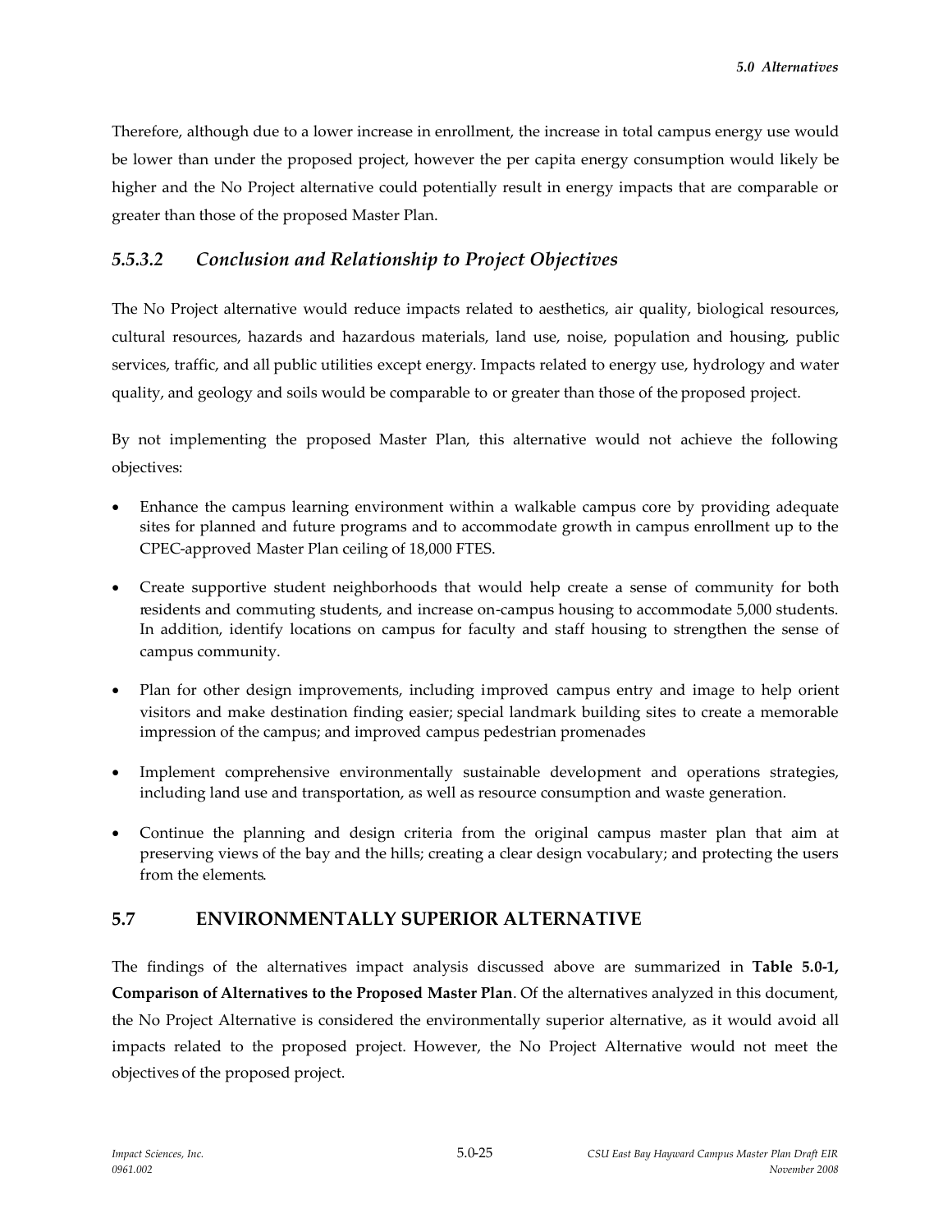Therefore, although due to a lower increase in enrollment, the increase in total campus energy use would be lower than under the proposed project, however the per capita energy consumption would likely be higher and the No Project alternative could potentially result in energy impacts that are comparable or greater than those of the proposed Master Plan.

### *5.5.3.2 Conclusion and Relationship to Project Objectives*

The No Project alternative would reduce impacts related to aesthetics, air quality, biological resources, cultural resources, hazards and hazardous materials, land use, noise, population and housing, public services, traffic, and all public utilities except energy. Impacts related to energy use, hydrology and water quality, and geology and soils would be comparable to or greater than those of the proposed project.

By not implementing the proposed Master Plan, this alternative would not achieve the following objectives:

- Enhance the campus learning environment within a walkable campus core by providing adequate sites for planned and future programs and to accommodate growth in campus enrollment up to the CPEC-approved Master Plan ceiling of 18,000 FTES.
- Create supportive student neighborhoods that would help create a sense of community for both residents and commuting students, and increase on-campus housing to accommodate 5,000 students. In addition, identify locations on campus for faculty and staff housing to strengthen the sense of campus community.
- Plan for other design improvements, including improved campus entry and image to help orient visitors and make destination finding easier; special landmark building sites to create a memorable impression of the campus; and improved campus pedestrian promenades
- Implement comprehensive environmentally sustainable development and operations strategies, including land use and transportation, as well as resource consumption and waste generation.
- Continue the planning and design criteria from the original campus master plan that aim at preserving views of the bay and the hills; creating a clear design vocabulary; and protecting the users from the elements.

## 5.7 ENVIRONMENTALLY SUPERIOR ALTERNATIVE

The findings of the alternatives impact analysis discussed above are summarized in **Table 5.0-1, Comparison of Alternatives to the Proposed Master Plan**. Of the alternatives analyzed in this document, the No Project Alternative is considered the environmentally superior alternative, as it would avoid all impacts related to the proposed project. However, the No Project Alternative would not meet the objectives of the proposed project.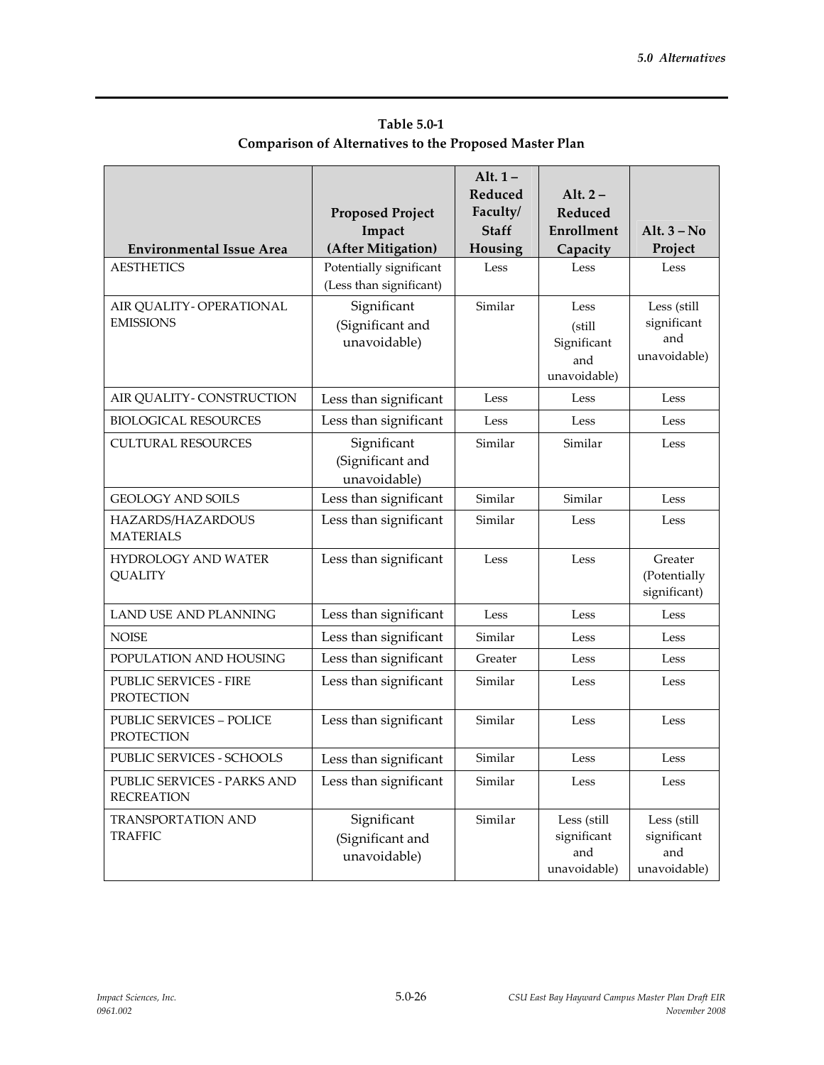**Table 5.0-1**
**Comparison of Alternatives to the Proposed Master Plan**

| Environmental Issue Area | Proposed Project Impact (After Mitigation) | Alt. 1 – Reduced Faculty/ Staff Housing | Alt. 2 – Reduced Enrollment Capacity | Alt. 3 – No Project |
|---|---|---|---|---|
| AESTHETICS | Potentially significant (Less than significant) | Less | Less | Less |
| AIR QUALITY- OPERATIONAL EMISSIONS | Significant (Significant and unavoidable) | Similar | Less (still Significant and unavoidable) | Less (still significant and unavoidable) |
| AIR QUALITY- CONSTRUCTION | Less than significant | Less | Less | Less |
| BIOLOGICAL RESOURCES | Less than significant | Less | Less | Less |
| CULTURAL RESOURCES | Significant (Significant and unavoidable) | Similar | Similar | Less |
| GEOLOGY AND SOILS | Less than significant | Similar | Similar | Less |
| HAZARDS/HAZARDOUS MATERIALS | Less than significant | Similar | Less | Less |
| HYDROLOGY AND WATER QUALITY | Less than significant | Less | Less | Greater (Potentially significant) |
| LAND USE AND PLANNING | Less than significant | Less | Less | Less |
| NOISE | Less than significant | Similar | Less | Less |
| POPULATION AND HOUSING | Less than significant | Greater | Less | Less |
| PUBLIC SERVICES - FIRE PROTECTION | Less than significant | Similar | Less | Less |
| PUBLIC SERVICES – POLICE PROTECTION | Less than significant | Similar | Less | Less |
| PUBLIC SERVICES - SCHOOLS | Less than significant | Similar | Less | Less |
| PUBLIC SERVICES - PARKS AND RECREATION | Less than significant | Similar | Less | Less |
| TRANSPORTATION AND TRAFFIC | Significant (Significant and unavoidable) | Similar | Less (still significant and unavoidable) | Less (still significant and unavoidable) |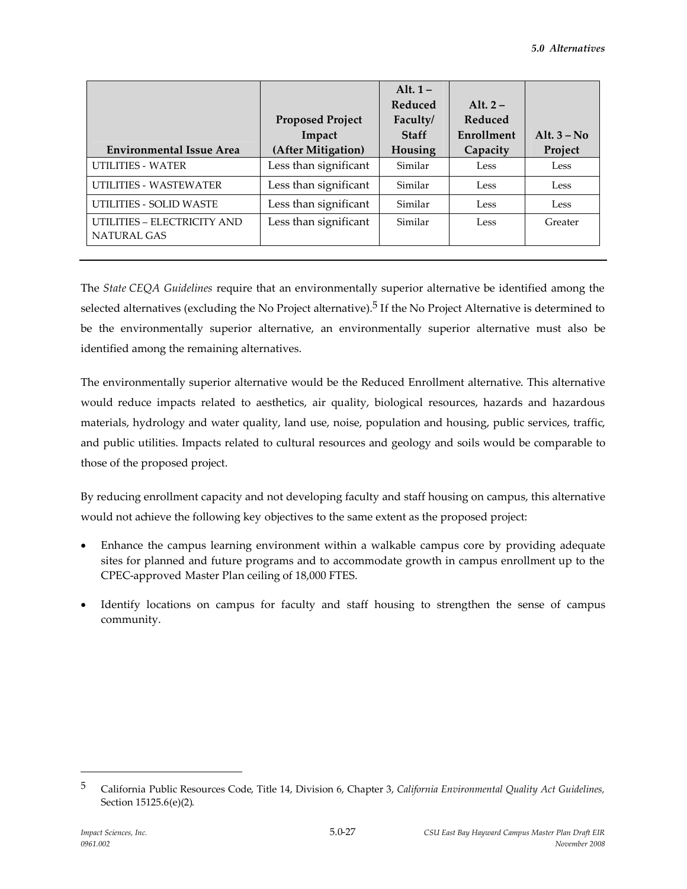| Environmental Issue Area | Proposed Project Impact (After Mitigation) | Alt. 1 – Reduced Faculty/ Staff Housing | Alt. 2 – Reduced Enrollment Capacity | Alt. 3 – No Project |
|---|---|---|---|---|
| UTILITIES - WATER | Less than significant | Similar | Less | Less |
| UTILITIES - WASTEWATER | Less than significant | Similar | Less | Less |
| UTILITIES - SOLID WASTE | Less than significant | Similar | Less | Less |
| UTILITIES – ELECTRICITY AND NATURAL GAS | Less than significant | Similar | Less | Greater |

The *State CEQA Guidelines* require that an environmentally superior alternative be identified among the selected alternatives (excluding the No Project alternative).[5] If the No Project Alternative is determined to be the environmentally superior alternative, an environmentally superior alternative must also be identified among the remaining alternatives.

The environmentally superior alternative would be the Reduced Enrollment alternative. This alternative would reduce impacts related to aesthetics, air quality, biological resources, hazards and hazardous materials, hydrology and water quality, land use, noise, population and housing, public services, traffic, and public utilities. Impacts related to cultural resources and geology and soils would be comparable to those of the proposed project.

By reducing enrollment capacity and not developing faculty and staff housing on campus, this alternative would not achieve the following key objectives to the same extent as the proposed project:

- Enhance the campus learning environment within a walkable campus core by providing adequate sites for planned and future programs and to accommodate growth in campus enrollment up to the CPEC-approved Master Plan ceiling of 18,000 FTES.
- Identify locations on campus for faculty and staff housing to strengthen the sense of campus community.

[5] California Public Resources Code, Title 14, Division 6, Chapter 3, *California Environmental Quality Act Guidelines,* Section 15125.6(e)(2).